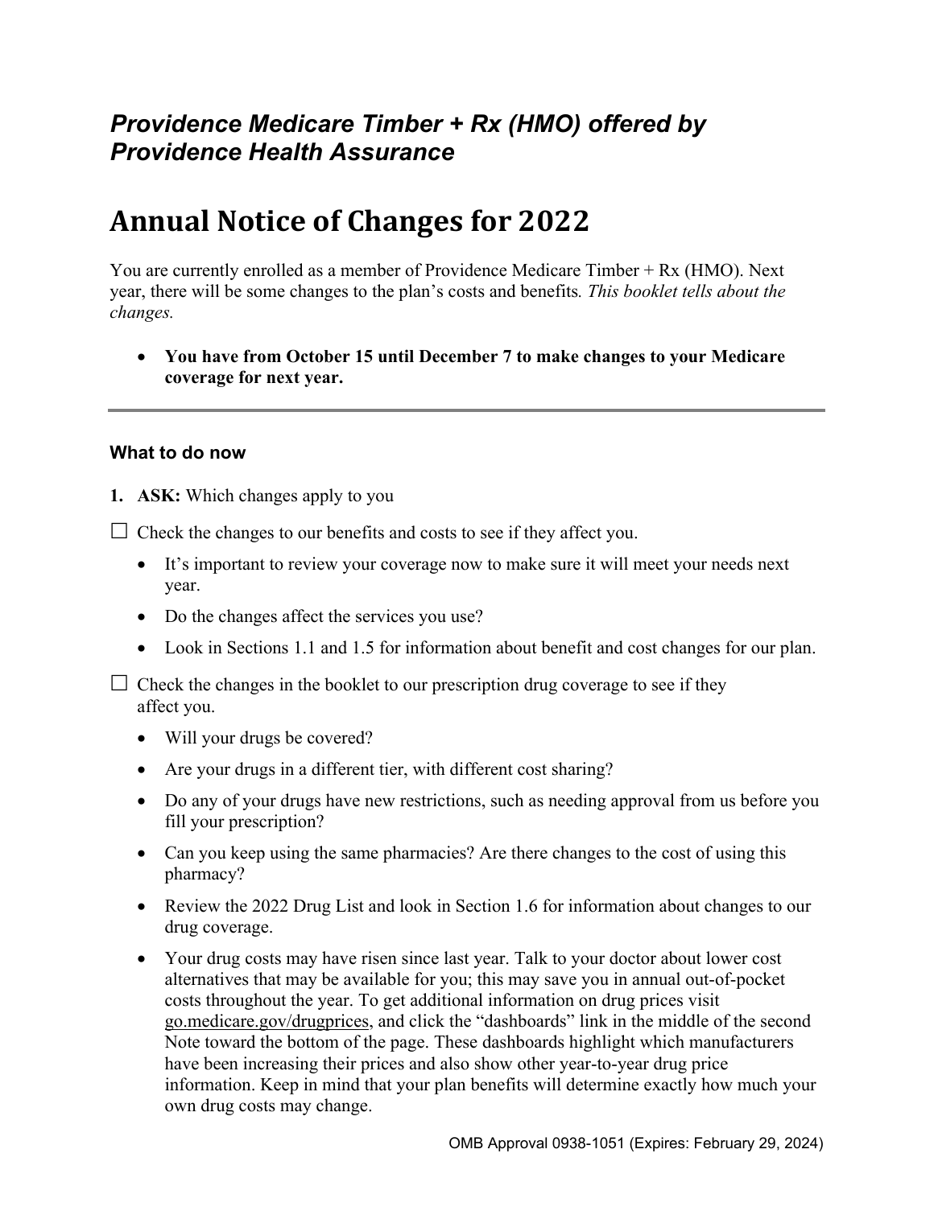## *Providence Medicare Timber + Rx (HMO) offered by Providence Health Assurance*

# Annual Notice of Changes for 2022

You are currently enrolled as a member of Providence Medicare Timber + Rx (HMO). Next year, there will be some changes to the plan's costs and benefits*. This booklet tells about the changes.*

- **You have from October 15 until December 7 to make changes to your Medicare coverage for next year.**

---

### What to do now

1. **ASK:** Which changes apply to you

☐ Check the changes to our benefits and costs to see if they affect you.

- It's important to review your coverage now to make sure it will meet your needs next year.
- Do the changes affect the services you use?
- Look in Sections 1.1 and 1.5 for information about benefit and cost changes for our plan.

☐ Check the changes in the booklet to our prescription drug coverage to see if they affect you.

- Will your drugs be covered?
- Are your drugs in a different tier, with different cost sharing?
- Do any of your drugs have new restrictions, such as needing approval from us before you fill your prescription?
- Can you keep using the same pharmacies? Are there changes to the cost of using this pharmacy?
- Review the 2022 Drug List and look in Section 1.6 for information about changes to our drug coverage.
- Your drug costs may have risen since last year. Talk to your doctor about lower cost alternatives that may be available for you; this may save you in annual out-of-pocket costs throughout the year. To get additional information on drug prices visit go.medicare.gov/drugprices, and click the "dashboards" link in the middle of the second Note toward the bottom of the page. These dashboards highlight which manufacturers have been increasing their prices and also show other year-to-year drug price information. Keep in mind that your plan benefits will determine exactly how much your own drug costs may change.

OMB Approval 0938-1051 (Expires: February 29, 2024)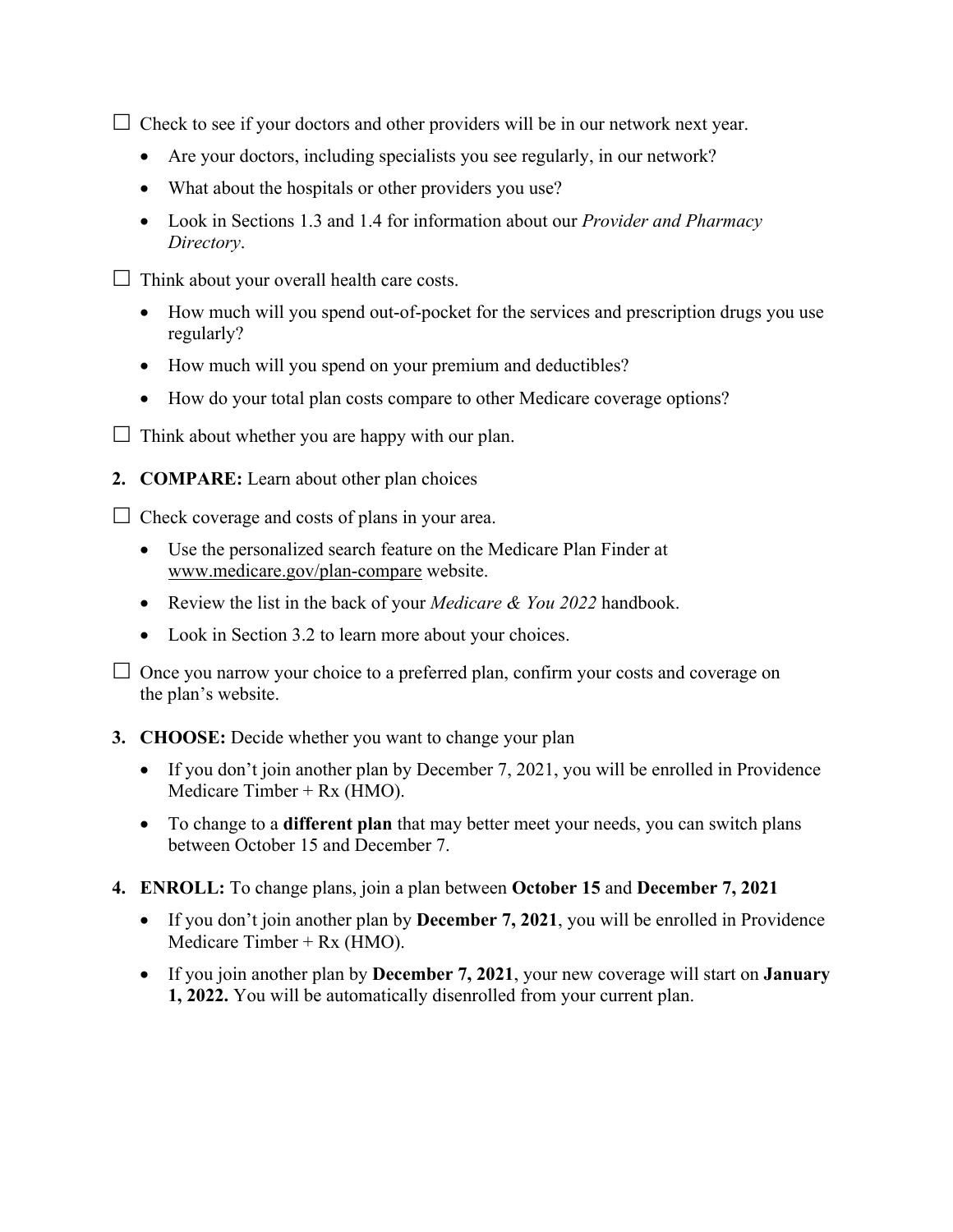☐ Check to see if your doctors and other providers will be in our network next year.

- Are your doctors, including specialists you see regularly, in our network?
- What about the hospitals or other providers you use?
- Look in Sections 1.3 and 1.4 for information about our *Provider and Pharmacy Directory*.

☐ Think about your overall health care costs.

- How much will you spend out-of-pocket for the services and prescription drugs you use regularly?
- How much will you spend on your premium and deductibles?
- How do your total plan costs compare to other Medicare coverage options?

☐ Think about whether you are happy with our plan.

2. **COMPARE:** Learn about other plan choices

☐ Check coverage and costs of plans in your area.

- Use the personalized search feature on the Medicare Plan Finder at www.medicare.gov/plan-compare website.
- Review the list in the back of your *Medicare & You 2022* handbook.
- Look in Section 3.2 to learn more about your choices.

☐ Once you narrow your choice to a preferred plan, confirm your costs and coverage on the plan's website.

3. **CHOOSE:** Decide whether you want to change your plan

- If you don't join another plan by December 7, 2021, you will be enrolled in Providence Medicare Timber + Rx (HMO).
- To change to a **different plan** that may better meet your needs, you can switch plans between October 15 and December 7.

4. **ENROLL:** To change plans, join a plan between **October 15** and **December 7, 2021**

- If you don't join another plan by **December 7, 2021**, you will be enrolled in Providence Medicare Timber + Rx (HMO).
- If you join another plan by **December 7, 2021**, your new coverage will start on **January 1, 2022.** You will be automatically disenrolled from your current plan.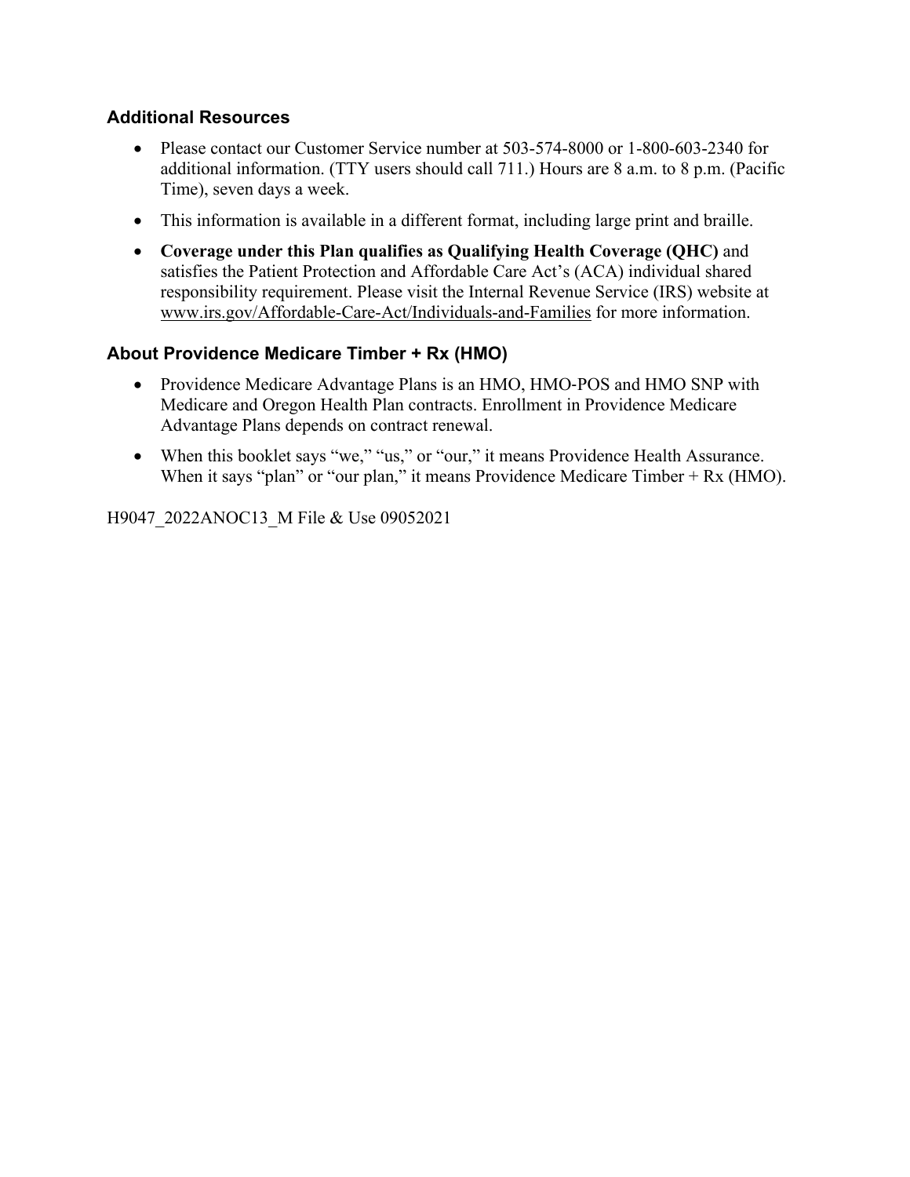## Additional Resources

- Please contact our Customer Service number at 503-574-8000 or 1-800-603-2340 for additional information. (TTY users should call 711.) Hours are 8 a.m. to 8 p.m. (Pacific Time), seven days a week.
- This information is available in a different format, including large print and braille.
- **Coverage under this Plan qualifies as Qualifying Health Coverage (QHC)** and satisfies the Patient Protection and Affordable Care Act's (ACA) individual shared responsibility requirement. Please visit the Internal Revenue Service (IRS) website at www.irs.gov/Affordable-Care-Act/Individuals-and-Families for more information.

## About Providence Medicare Timber + Rx (HMO)

- Providence Medicare Advantage Plans is an HMO, HMO-POS and HMO SNP with Medicare and Oregon Health Plan contracts. Enrollment in Providence Medicare Advantage Plans depends on contract renewal.
- When this booklet says "we," "us," or "our," it means Providence Health Assurance. When it says "plan" or "our plan," it means Providence Medicare Timber + Rx (HMO).

H9047_2022ANOC13_M File & Use 09052021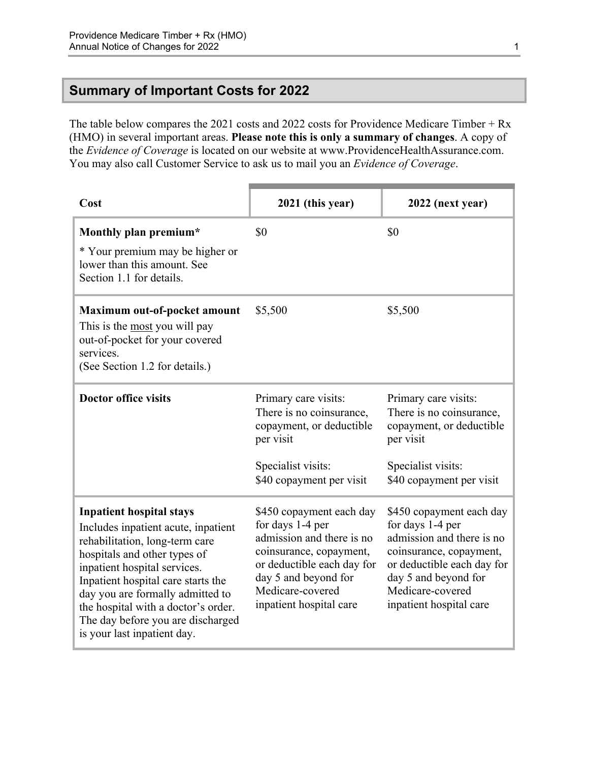## Summary of Important Costs for 2022

The table below compares the 2021 costs and 2022 costs for Providence Medicare Timber + Rx (HMO) in several important areas. **Please note this is only a summary of changes**. A copy of the *Evidence of Coverage* is located on our website at www.ProvidenceHealthAssurance.com. You may also call Customer Service to ask us to mail you an *Evidence of Coverage*.

| Cost | 2021 (this year) | 2022 (next year) |
|---|---|---|
| **Monthly plan premium***<br>* Your premium may be higher or lower than this amount. See Section 1.1 for details. | $0 | $0 |
| **Maximum out-of-pocket amount**<br>This is the most you will pay out-of-pocket for your covered services.<br>(See Section 1.2 for details.) | $5,500 | $5,500 |
| **Doctor office visits** | Primary care visits:<br>There is no coinsurance, copayment, or deductible per visit<br><br>Specialist visits:<br>$40 copayment per visit | Primary care visits:<br>There is no coinsurance, copayment, or deductible per visit<br><br>Specialist visits:<br>$40 copayment per visit |
| **Inpatient hospital stays**<br>Includes inpatient acute, inpatient rehabilitation, long-term care hospitals and other types of inpatient hospital services. Inpatient hospital care starts the day you are formally admitted to the hospital with a doctor's order. The day before you are discharged is your last inpatient day. | $450 copayment each day for days 1-4 per admission and there is no coinsurance, copayment, or deductible each day for day 5 and beyond for Medicare-covered inpatient hospital care | $450 copayment each day for days 1-4 per admission and there is no coinsurance, copayment, or deductible each day for day 5 and beyond for Medicare-covered inpatient hospital care |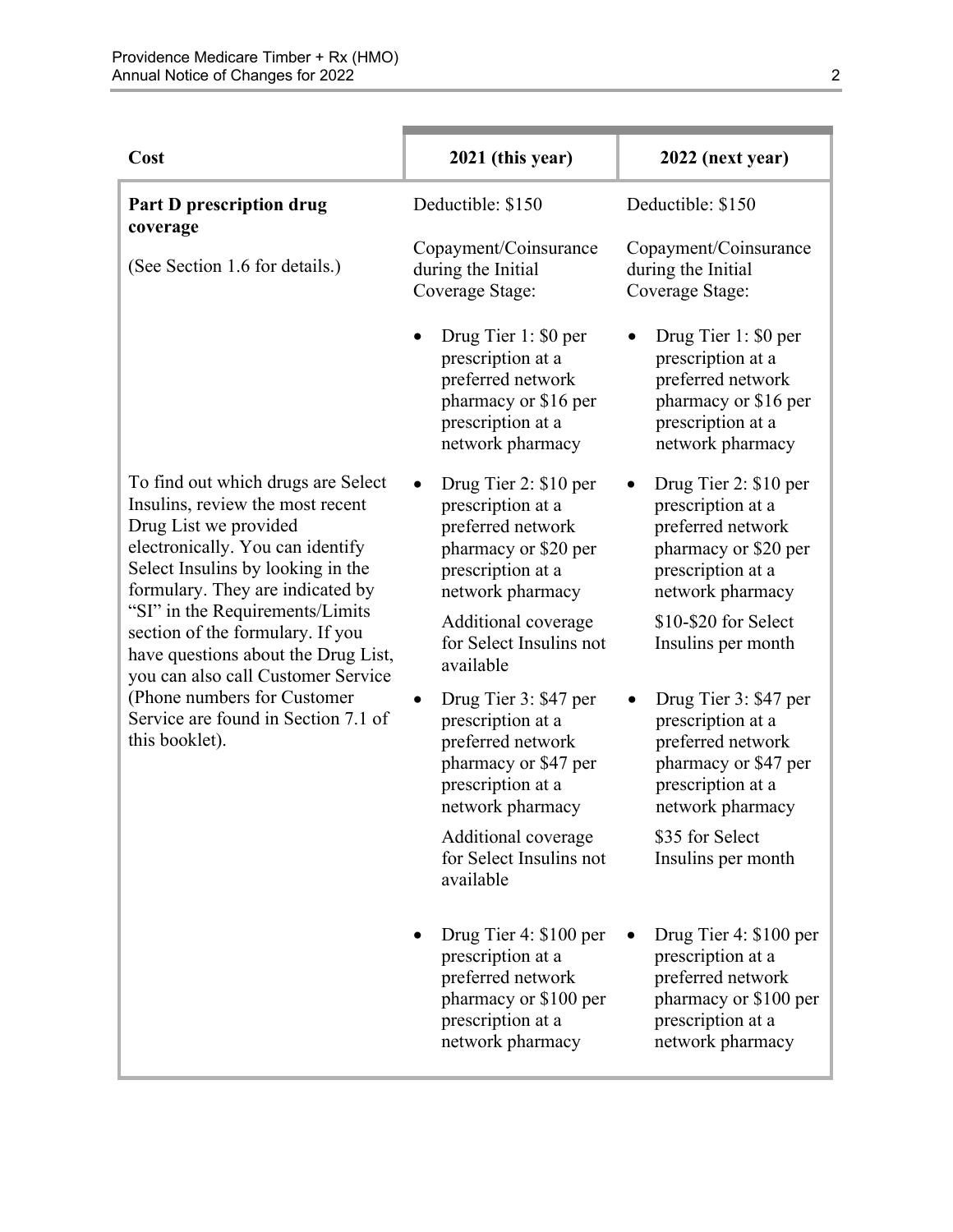| Cost | 2021 (this year) | 2022 (next year) |
|---|---|---|
| **Part D prescription drug coverage**<br><br>(See Section 1.6 for details.)<br><br>To find out which drugs are Select Insulins, review the most recent Drug List we provided electronically. You can identify Select Insulins by looking in the formulary. They are indicated by "SI" in the Requirements/Limits section of the formulary. If you have questions about the Drug List, you can also call Customer Service (Phone numbers for Customer Service are found in Section 7.1 of this booklet). | Deductible: $150<br><br>Copayment/Coinsurance during the Initial Coverage Stage:<br><br>• Drug Tier 1: $0 per prescription at a preferred network pharmacy or $16 per prescription at a network pharmacy<br><br>• Drug Tier 2: $10 per prescription at a preferred network pharmacy or $20 per prescription at a network pharmacy<br>Additional coverage for Select Insulins not available<br><br>• Drug Tier 3: $47 per prescription at a preferred network pharmacy or $47 per prescription at a network pharmacy<br>Additional coverage for Select Insulins not available<br><br>• Drug Tier 4: $100 per prescription at a preferred network pharmacy or $100 per prescription at a network pharmacy | Deductible: $150<br><br>Copayment/Coinsurance during the Initial Coverage Stage:<br><br>• Drug Tier 1: $0 per prescription at a preferred network pharmacy or $16 per prescription at a network pharmacy<br><br>• Drug Tier 2: $10 per prescription at a preferred network pharmacy or $20 per prescription at a network pharmacy<br>$10-$20 for Select Insulins per month<br><br>• Drug Tier 3: $47 per prescription at a preferred network pharmacy or $47 per prescription at a network pharmacy<br>$35 for Select Insulins per month<br><br>• Drug Tier 4: $100 per prescription at a preferred network pharmacy or $100 per prescription at a network pharmacy |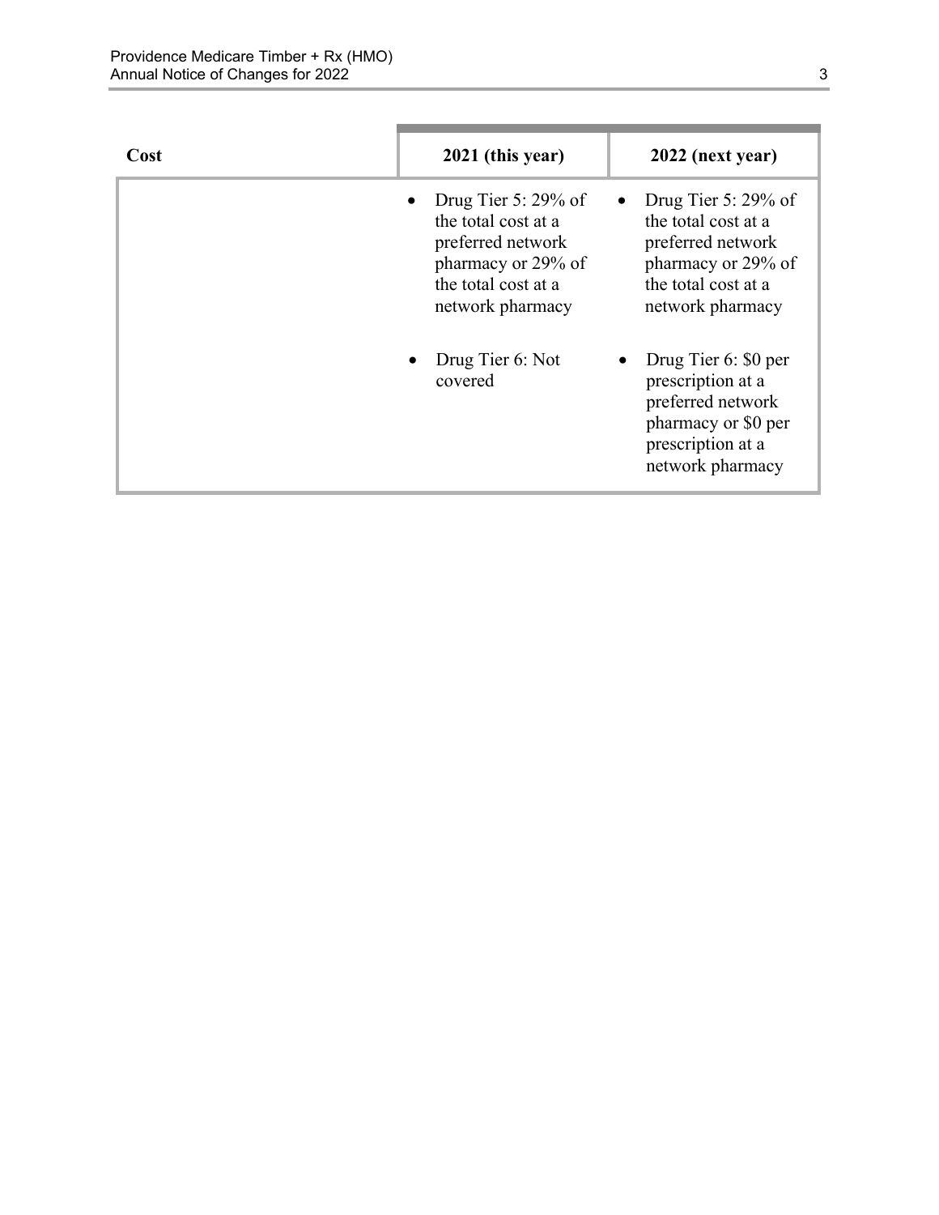| Cost | 2021 (this year) | 2022 (next year) |
|---|---|---|
| | • Drug Tier 5: 29% of the total cost at a preferred network pharmacy or 29% of the total cost at a network pharmacy<br><br>• Drug Tier 6: Not covered | • Drug Tier 5: 29% of the total cost at a preferred network pharmacy or 29% of the total cost at a network pharmacy<br><br>• Drug Tier 6: $0 per prescription at a preferred network pharmacy or $0 per prescription at a network pharmacy |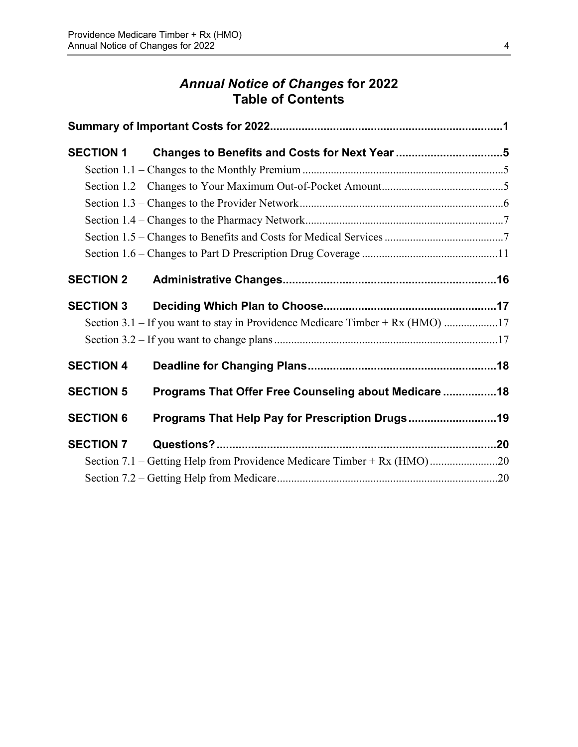# *Annual Notice of Changes* for 2022
# Table of Contents

**Summary of Important Costs for 2022.......................................................................1**

**SECTION 1 Changes to Benefits and Costs for Next Year .................................5**

Section 1.1 – Changes to the Monthly Premium .......................................................................5

Section 1.2 – Changes to Your Maximum Out-of-Pocket Amount...........................................5

Section 1.3 – Changes to the Provider Network........................................................................6

Section 1.4 – Changes to the Pharmacy Network......................................................................7

Section 1.5 – Changes to Benefits and Costs for Medical Services ..........................................7

Section 1.6 – Changes to Part D Prescription Drug Coverage ................................................11

**SECTION 2 Administrative Changes...................................................................16**

**SECTION 3 Deciding Which Plan to Choose......................................................17**

Section 3.1 – If you want to stay in Providence Medicare Timber + Rx (HMO) ...................17

Section 3.2 – If you want to change plans ..............................................................................17

**SECTION 4 Deadline for Changing Plans............................................................18**

**SECTION 5 Programs That Offer Free Counseling about Medicare .................18**

**SECTION 6 Programs That Help Pay for Prescription Drugs ...........................19**

**SECTION 7 Questions?.........................................................................................20**

Section 7.1 – Getting Help from Providence Medicare Timber + Rx (HMO)........................20

Section 7.2 – Getting Help from Medicare..............................................................................20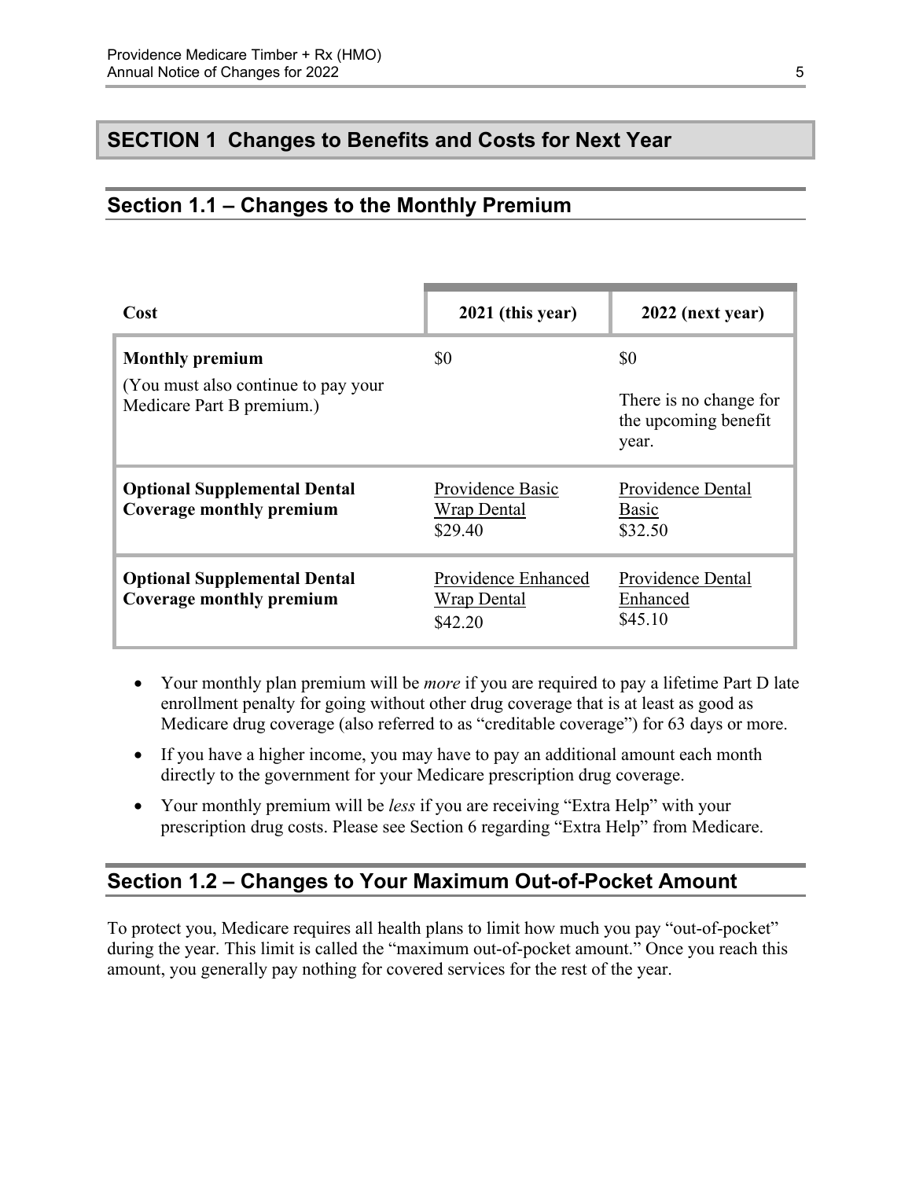## SECTION 1 Changes to Benefits and Costs for Next Year

### Section 1.1 – Changes to the Monthly Premium

| Cost | 2021 (this year) | 2022 (next year) |
|---|---|---|
| **Monthly premium**<br>(You must also continue to pay your Medicare Part B premium.) | $0 | $0<br><br>There is no change for the upcoming benefit year. |
| **Optional Supplemental Dental Coverage monthly premium** | Providence Basic Wrap Dental<br>$29.40 | Providence Dental Basic<br>$32.50 |
| **Optional Supplemental Dental Coverage monthly premium** | Providence Enhanced Wrap Dental<br>$42.20 | Providence Dental Enhanced<br>$45.10 |

- Your monthly plan premium will be *more* if you are required to pay a lifetime Part D late enrollment penalty for going without other drug coverage that is at least as good as Medicare drug coverage (also referred to as "creditable coverage") for 63 days or more.
- If you have a higher income, you may have to pay an additional amount each month directly to the government for your Medicare prescription drug coverage.
- Your monthly premium will be *less* if you are receiving "Extra Help" with your prescription drug costs. Please see Section 6 regarding "Extra Help" from Medicare.

### Section 1.2 – Changes to Your Maximum Out-of-Pocket Amount

To protect you, Medicare requires all health plans to limit how much you pay "out-of-pocket" during the year. This limit is called the "maximum out-of-pocket amount." Once you reach this amount, you generally pay nothing for covered services for the rest of the year.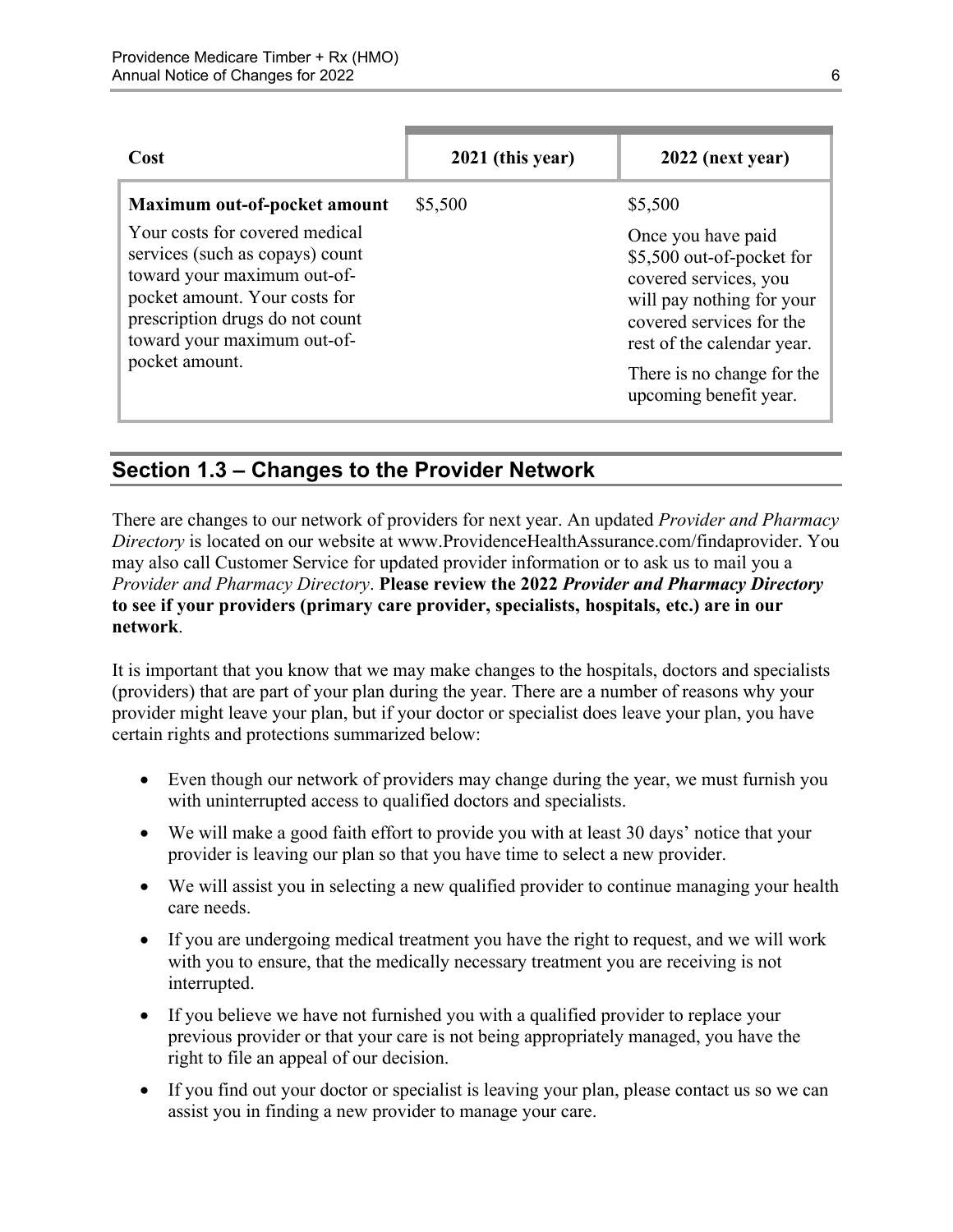| Cost | 2021 (this year) | 2022 (next year) |
|---|---|---|
| **Maximum out-of-pocket amount**<br><br>Your costs for covered medical services (such as copays) count toward your maximum out-of-pocket amount. Your costs for prescription drugs do not count toward your maximum out-of-pocket amount. | $5,500 | $5,500<br><br>Once you have paid $5,500 out-of-pocket for covered services, you will pay nothing for your covered services for the rest of the calendar year.<br><br>There is no change for the upcoming benefit year. |

## Section 1.3 – Changes to the Provider Network

There are changes to our network of providers for next year. An updated *Provider and Pharmacy Directory* is located on our website at www.ProvidenceHealthAssurance.com/findaprovider. You may also call Customer Service for updated provider information or to ask us to mail you a *Provider and Pharmacy Directory*. **Please review the 2022 *Provider and Pharmacy Directory* to see if your providers (primary care provider, specialists, hospitals, etc.) are in our network**.

It is important that you know that we may make changes to the hospitals, doctors and specialists (providers) that are part of your plan during the year. There are a number of reasons why your provider might leave your plan, but if your doctor or specialist does leave your plan, you have certain rights and protections summarized below:

- Even though our network of providers may change during the year, we must furnish you with uninterrupted access to qualified doctors and specialists.
- We will make a good faith effort to provide you with at least 30 days' notice that your provider is leaving our plan so that you have time to select a new provider.
- We will assist you in selecting a new qualified provider to continue managing your health care needs.
- If you are undergoing medical treatment you have the right to request, and we will work with you to ensure, that the medically necessary treatment you are receiving is not interrupted.
- If you believe we have not furnished you with a qualified provider to replace your previous provider or that your care is not being appropriately managed, you have the right to file an appeal of our decision.
- If you find out your doctor or specialist is leaving your plan, please contact us so we can assist you in finding a new provider to manage your care.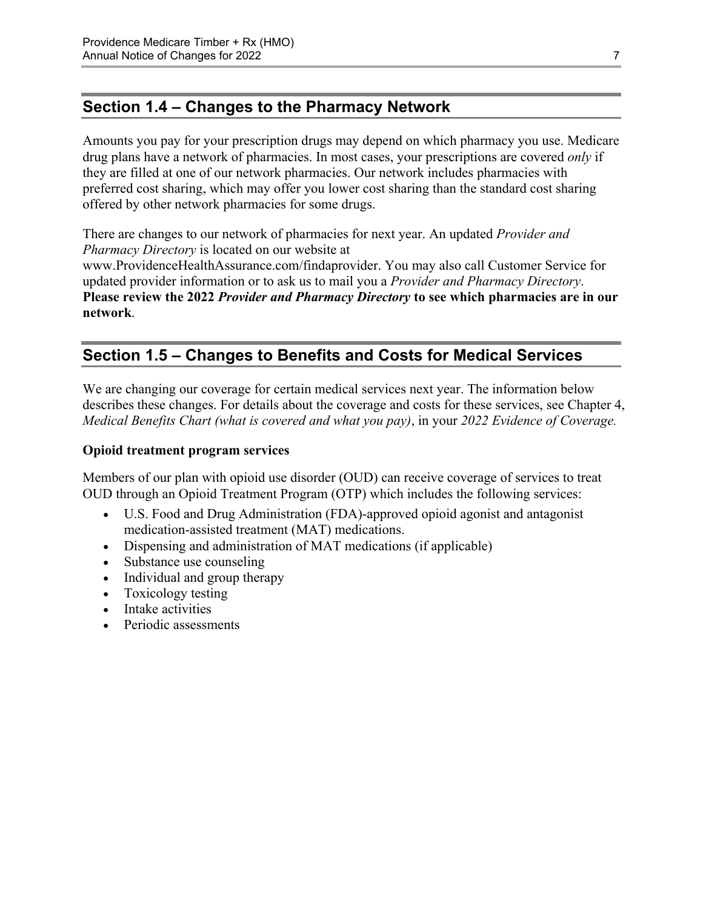## Section 1.4 – Changes to the Pharmacy Network

Amounts you pay for your prescription drugs may depend on which pharmacy you use. Medicare drug plans have a network of pharmacies. In most cases, your prescriptions are covered *only* if they are filled at one of our network pharmacies. Our network includes pharmacies with preferred cost sharing, which may offer you lower cost sharing than the standard cost sharing offered by other network pharmacies for some drugs.

There are changes to our network of pharmacies for next year. An updated *Provider and Pharmacy Directory* is located on our website at www.ProvidenceHealthAssurance.com/findaprovider. You may also call Customer Service for updated provider information or to ask us to mail you a *Provider and Pharmacy Directory*. **Please review the 2022 *Provider and Pharmacy Directory* to see which pharmacies are in our network**.

## Section 1.5 – Changes to Benefits and Costs for Medical Services

We are changing our coverage for certain medical services next year. The information below describes these changes. For details about the coverage and costs for these services, see Chapter 4, *Medical Benefits Chart (what is covered and what you pay)*, in your *2022 Evidence of Coverage.*

**Opioid treatment program services**

Members of our plan with opioid use disorder (OUD) can receive coverage of services to treat OUD through an Opioid Treatment Program (OTP) which includes the following services:

- U.S. Food and Drug Administration (FDA)-approved opioid agonist and antagonist medication-assisted treatment (MAT) medications.
- Dispensing and administration of MAT medications (if applicable)
- Substance use counseling
- Individual and group therapy
- Toxicology testing
- Intake activities
- Periodic assessments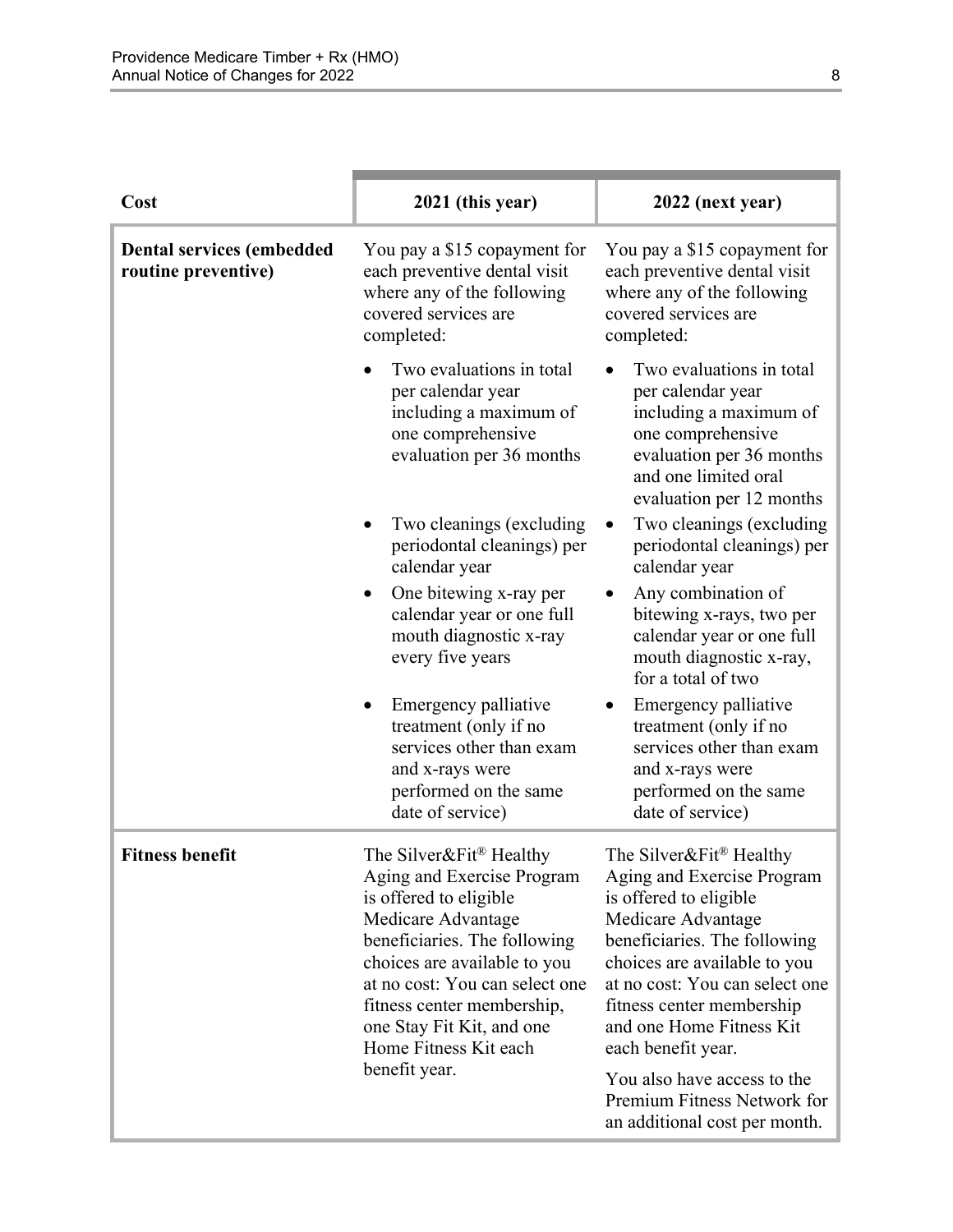| Cost | 2021 (this year) | 2022 (next year) |
|---|---|---|
| **Dental services (embedded routine preventive)** | You pay a $15 copayment for each preventive dental visit where any of the following covered services are completed:<br>• Two evaluations in total per calendar year including a maximum of one comprehensive evaluation per 36 months<br>• Two cleanings (excluding periodontal cleanings) per calendar year<br>• One bitewing x-ray per calendar year or one full mouth diagnostic x-ray every five years<br>• Emergency palliative treatment (only if no services other than exam and x-rays were performed on the same date of service) | You pay a $15 copayment for each preventive dental visit where any of the following covered services are completed:<br>• Two evaluations in total per calendar year including a maximum of one comprehensive evaluation per 36 months and one limited oral evaluation per 12 months<br>• Two cleanings (excluding periodontal cleanings) per calendar year<br>• Any combination of bitewing x-rays, two per calendar year or one full mouth diagnostic x-ray, for a total of two<br>• Emergency palliative treatment (only if no services other than exam and x-rays were performed on the same date of service) |
| **Fitness benefit** | The Silver&Fit® Healthy Aging and Exercise Program is offered to eligible Medicare Advantage beneficiaries. The following choices are available to you at no cost: You can select one fitness center membership, one Stay Fit Kit, and one Home Fitness Kit each benefit year. | The Silver&Fit® Healthy Aging and Exercise Program is offered to eligible Medicare Advantage beneficiaries. The following choices are available to you at no cost: You can select one fitness center membership and one Home Fitness Kit each benefit year.<br><br>You also have access to the Premium Fitness Network for an additional cost per month. |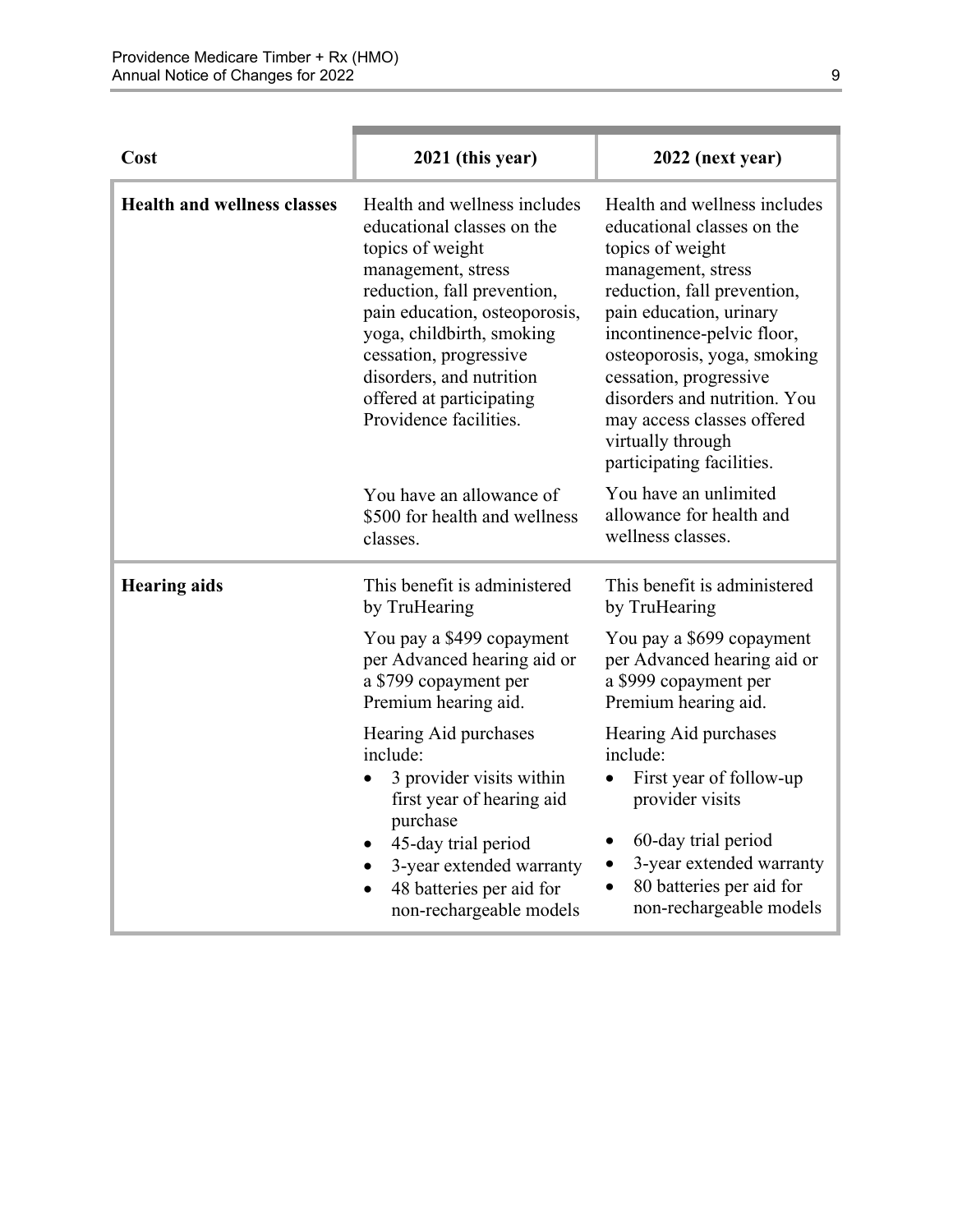| Cost | 2021 (this year) | 2022 (next year) |
|---|---|---|
| **Health and wellness classes** | Health and wellness includes educational classes on the topics of weight management, stress reduction, fall prevention, pain education, osteoporosis, yoga, childbirth, smoking cessation, progressive disorders, and nutrition offered at participating Providence facilities.<br><br>You have an allowance of $500 for health and wellness classes. | Health and wellness includes educational classes on the topics of weight management, stress reduction, fall prevention, pain education, urinary incontinence-pelvic floor, osteoporosis, yoga, smoking cessation, progressive disorders and nutrition. You may access classes offered virtually through participating facilities.<br><br>You have an unlimited allowance for health and wellness classes. |
| **Hearing aids** | This benefit is administered by TruHearing<br><br>You pay a $499 copayment per Advanced hearing aid or a $799 copayment per Premium hearing aid.<br><br>Hearing Aid purchases include:<br>• 3 provider visits within first year of hearing aid purchase<br>• 45-day trial period<br>• 3-year extended warranty<br>• 48 batteries per aid for non-rechargeable models | This benefit is administered by TruHearing<br><br>You pay a $699 copayment per Advanced hearing aid or a $999 copayment per Premium hearing aid.<br><br>Hearing Aid purchases include:<br>• First year of follow-up provider visits<br>• 60-day trial period<br>• 3-year extended warranty<br>• 80 batteries per aid for non-rechargeable models |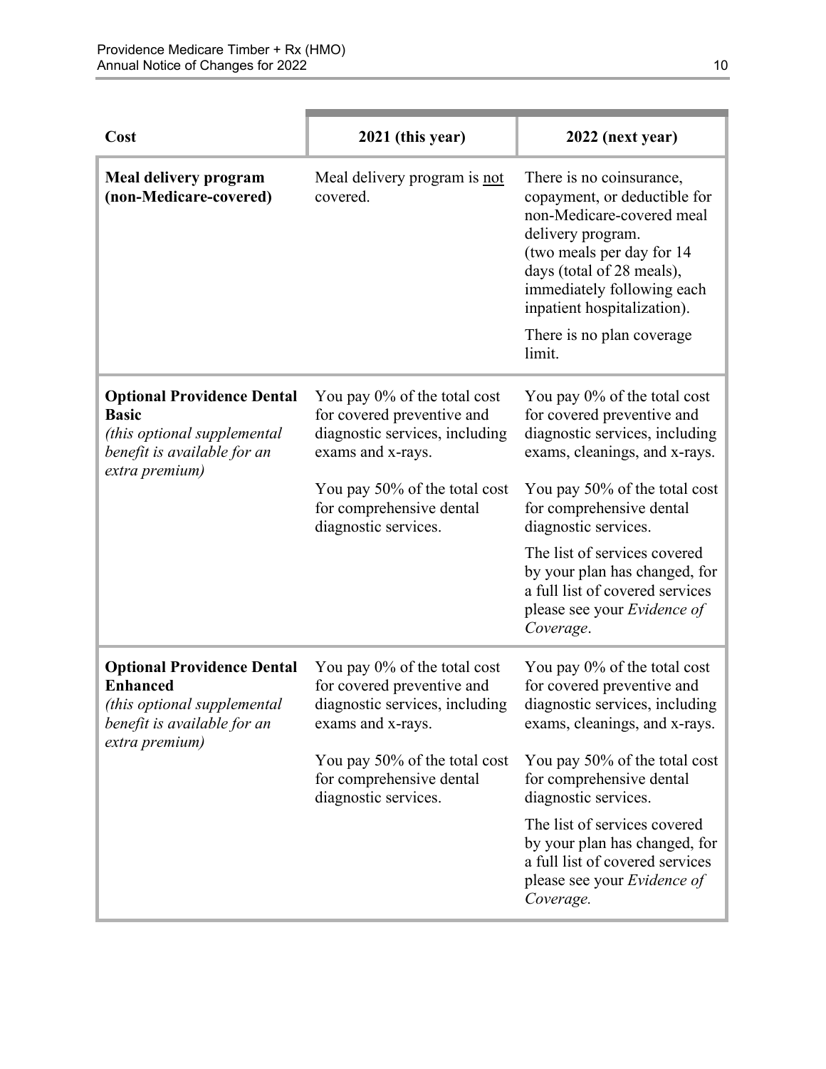| Cost | 2021 (this year) | 2022 (next year) |
|---|---|---|
| **Meal delivery program (non-Medicare-covered)** | Meal delivery program is not covered. | There is no coinsurance, copayment, or deductible for non-Medicare-covered meal delivery program. (two meals per day for 14 days (total of 28 meals), immediately following each inpatient hospitalization).<br><br>There is no plan coverage limit. |
| **Optional Providence Dental Basic** *(this optional supplemental benefit is available for an extra premium)* | You pay 0% of the total cost for covered preventive and diagnostic services, including exams and x-rays.<br><br>You pay 50% of the total cost for comprehensive dental diagnostic services. | You pay 0% of the total cost for covered preventive and diagnostic services, including exams, cleanings, and x-rays.<br><br>You pay 50% of the total cost for comprehensive dental diagnostic services.<br><br>The list of services covered by your plan has changed, for a full list of covered services please see your *Evidence of Coverage*. |
| **Optional Providence Dental Enhanced** *(this optional supplemental benefit is available for an extra premium)* | You pay 0% of the total cost for covered preventive and diagnostic services, including exams and x-rays.<br><br>You pay 50% of the total cost for comprehensive dental diagnostic services. | You pay 0% of the total cost for covered preventive and diagnostic services, including exams, cleanings, and x-rays.<br><br>You pay 50% of the total cost for comprehensive dental diagnostic services.<br><br>The list of services covered by your plan has changed, for a full list of covered services please see your *Evidence of Coverage.* |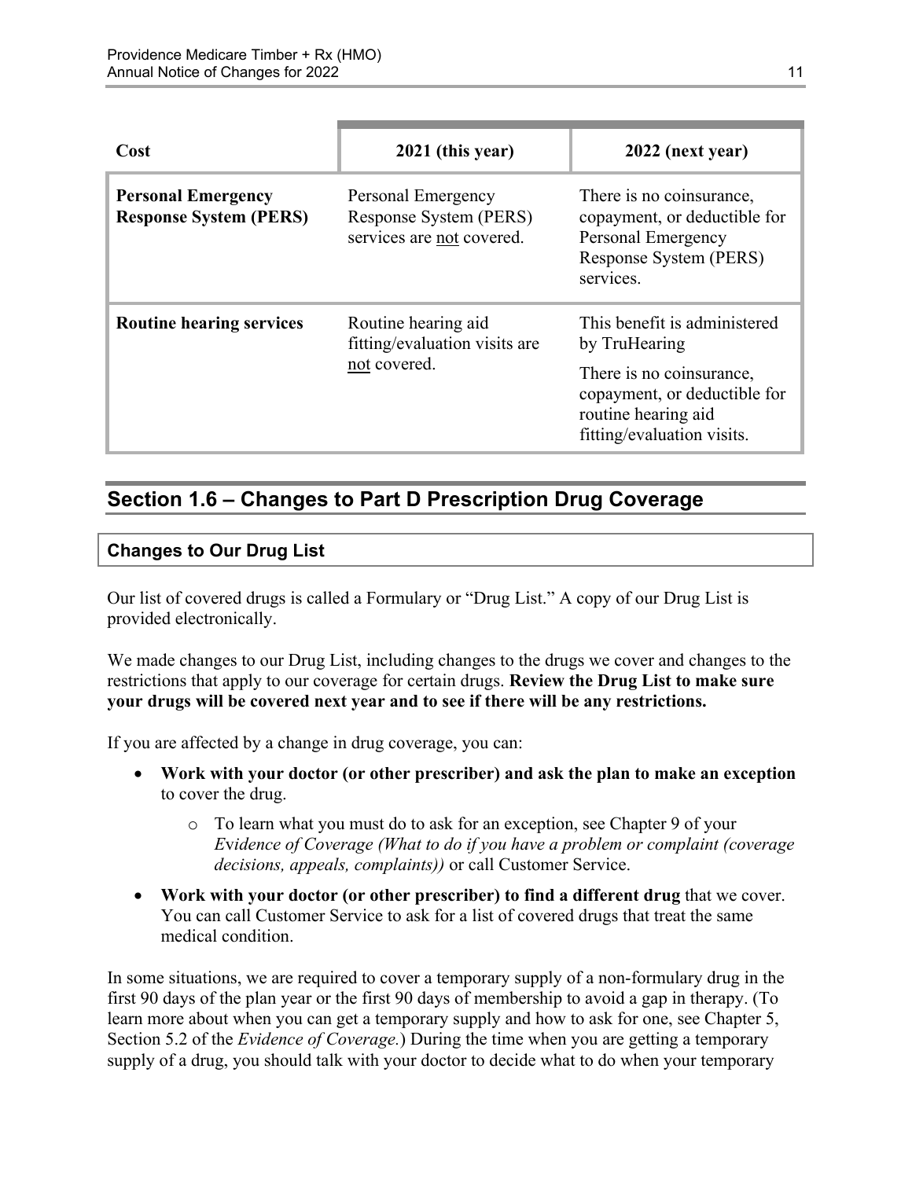| Cost | 2021 (this year) | 2022 (next year) |
|---|---|---|
| **Personal Emergency Response System (PERS)** | Personal Emergency Response System (PERS) services are not covered. | There is no coinsurance, copayment, or deductible for Personal Emergency Response System (PERS) services. |
| **Routine hearing services** | Routine hearing aid fitting/evaluation visits are not covered. | This benefit is administered by TruHearing<br><br>There is no coinsurance, copayment, or deductible for routine hearing aid fitting/evaluation visits. |

## Section 1.6 – Changes to Part D Prescription Drug Coverage

### Changes to Our Drug List

Our list of covered drugs is called a Formulary or "Drug List." A copy of our Drug List is provided electronically.

We made changes to our Drug List, including changes to the drugs we cover and changes to the restrictions that apply to our coverage for certain drugs. **Review the Drug List to make sure your drugs will be covered next year and to see if there will be any restrictions.**

If you are affected by a change in drug coverage, you can:

- **Work with your doctor (or other prescriber) and ask the plan to make an exception** to cover the drug.
  - To learn what you must do to ask for an exception, see Chapter 9 of your *Evidence of Coverage (What to do if you have a problem or complaint (coverage decisions, appeals, complaints))* or call Customer Service.
- **Work with your doctor (or other prescriber) to find a different drug** that we cover. You can call Customer Service to ask for a list of covered drugs that treat the same medical condition.

In some situations, we are required to cover a temporary supply of a non-formulary drug in the first 90 days of the plan year or the first 90 days of membership to avoid a gap in therapy. (To learn more about when you can get a temporary supply and how to ask for one, see Chapter 5, Section 5.2 of the *Evidence of Coverage.*) During the time when you are getting a temporary supply of a drug, you should talk with your doctor to decide what to do when your temporary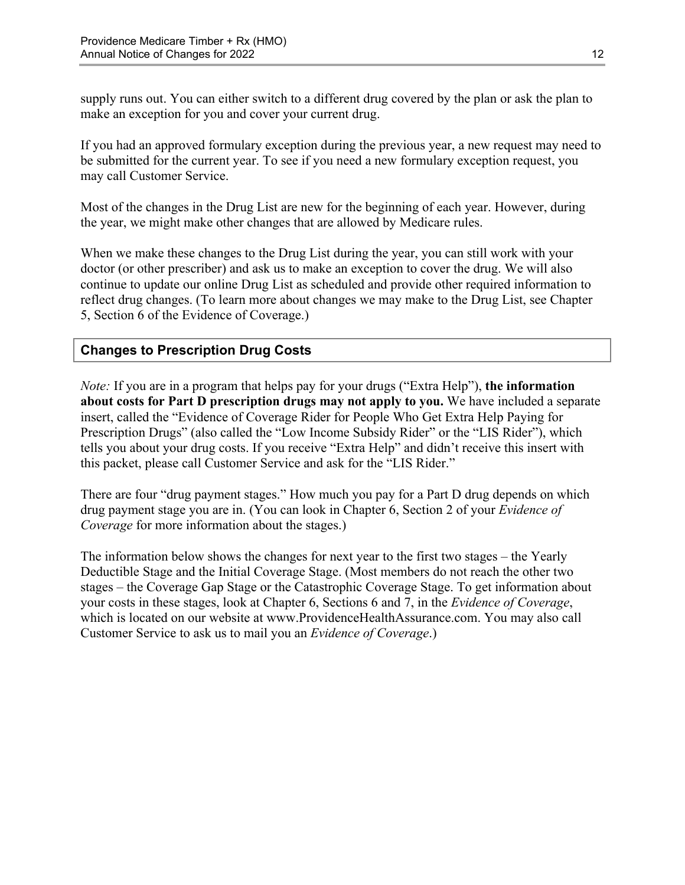supply runs out. You can either switch to a different drug covered by the plan or ask the plan to make an exception for you and cover your current drug.

If you had an approved formulary exception during the previous year, a new request may need to be submitted for the current year. To see if you need a new formulary exception request, you may call Customer Service.

Most of the changes in the Drug List are new for the beginning of each year. However, during the year, we might make other changes that are allowed by Medicare rules.

When we make these changes to the Drug List during the year, you can still work with your doctor (or other prescriber) and ask us to make an exception to cover the drug. We will also continue to update our online Drug List as scheduled and provide other required information to reflect drug changes. (To learn more about changes we may make to the Drug List, see Chapter 5, Section 6 of the Evidence of Coverage.)

### Changes to Prescription Drug Costs

*Note:* If you are in a program that helps pay for your drugs ("Extra Help"), **the information about costs for Part D prescription drugs may not apply to you.** We have included a separate insert, called the "Evidence of Coverage Rider for People Who Get Extra Help Paying for Prescription Drugs" (also called the "Low Income Subsidy Rider" or the "LIS Rider"), which tells you about your drug costs. If you receive "Extra Help" and didn't receive this insert with this packet, please call Customer Service and ask for the "LIS Rider."

There are four "drug payment stages." How much you pay for a Part D drug depends on which drug payment stage you are in. (You can look in Chapter 6, Section 2 of your *Evidence of Coverage* for more information about the stages.)

The information below shows the changes for next year to the first two stages – the Yearly Deductible Stage and the Initial Coverage Stage. (Most members do not reach the other two stages – the Coverage Gap Stage or the Catastrophic Coverage Stage. To get information about your costs in these stages, look at Chapter 6, Sections 6 and 7, in the *Evidence of Coverage*, which is located on our website at www.ProvidenceHealthAssurance.com. You may also call Customer Service to ask us to mail you an *Evidence of Coverage*.)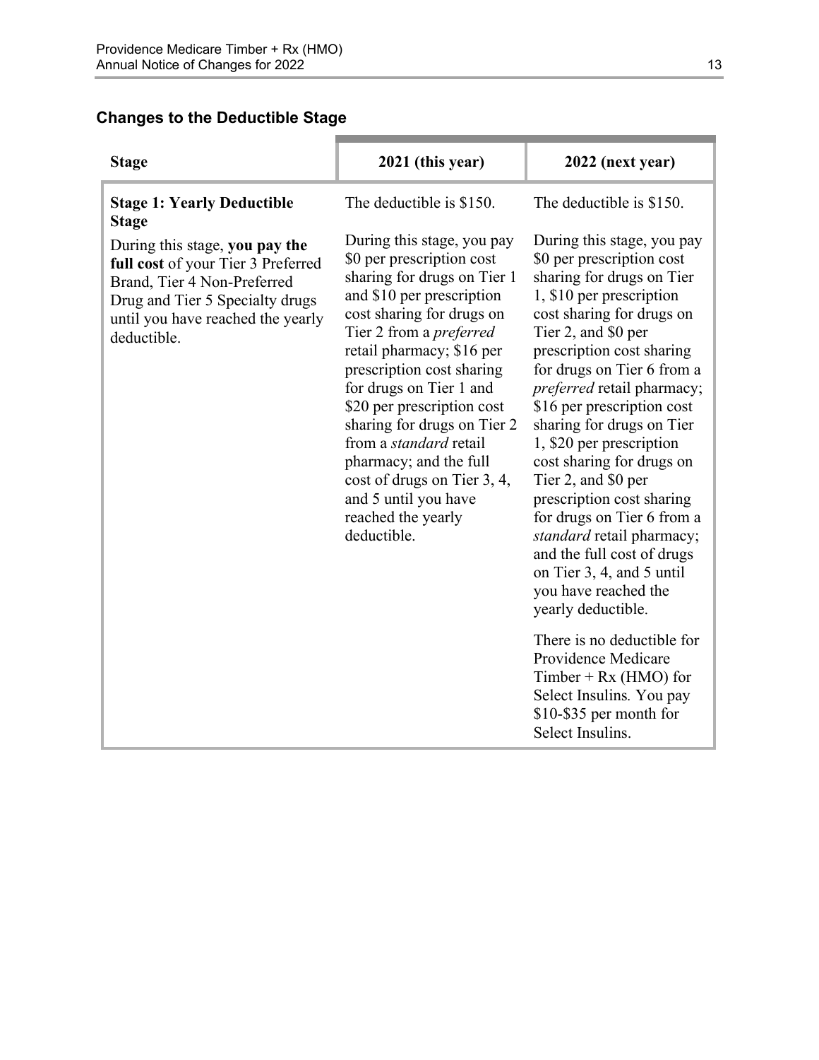### Changes to the Deductible Stage

| Stage | 2021 (this year) | 2022 (next year) |
|---|---|---|
| **Stage 1: Yearly Deductible Stage**<br><br>During this stage, **you pay the full cost** of your Tier 3 Preferred Brand, Tier 4 Non-Preferred Drug and Tier 5 Specialty drugs until you have reached the yearly deductible. | The deductible is $150.<br><br>During this stage, you pay $0 per prescription cost sharing for drugs on Tier 1 and $10 per prescription cost sharing for drugs on Tier 2 from a *preferred* retail pharmacy; $16 per prescription cost sharing for drugs on Tier 1 and $20 per prescription cost sharing for drugs on Tier 2 from a *standard* retail pharmacy; and the full cost of drugs on Tier 3, 4, and 5 until you have reached the yearly deductible. | The deductible is $150.<br><br>During this stage, you pay $0 per prescription cost sharing for drugs on Tier 1, $10 per prescription cost sharing for drugs on Tier 2, and $0 per prescription cost sharing for drugs on Tier 6 from a *preferred* retail pharmacy; $16 per prescription cost sharing for drugs on Tier 1, $20 per prescription cost sharing for drugs on Tier 2, and $0 per prescription cost sharing for drugs on Tier 6 from a *standard* retail pharmacy; and the full cost of drugs on Tier 3, 4, and 5 until you have reached the yearly deductible.<br><br>There is no deductible for Providence Medicare Timber + Rx (HMO) for Select Insulins. You pay $10-$35 per month for Select Insulins. |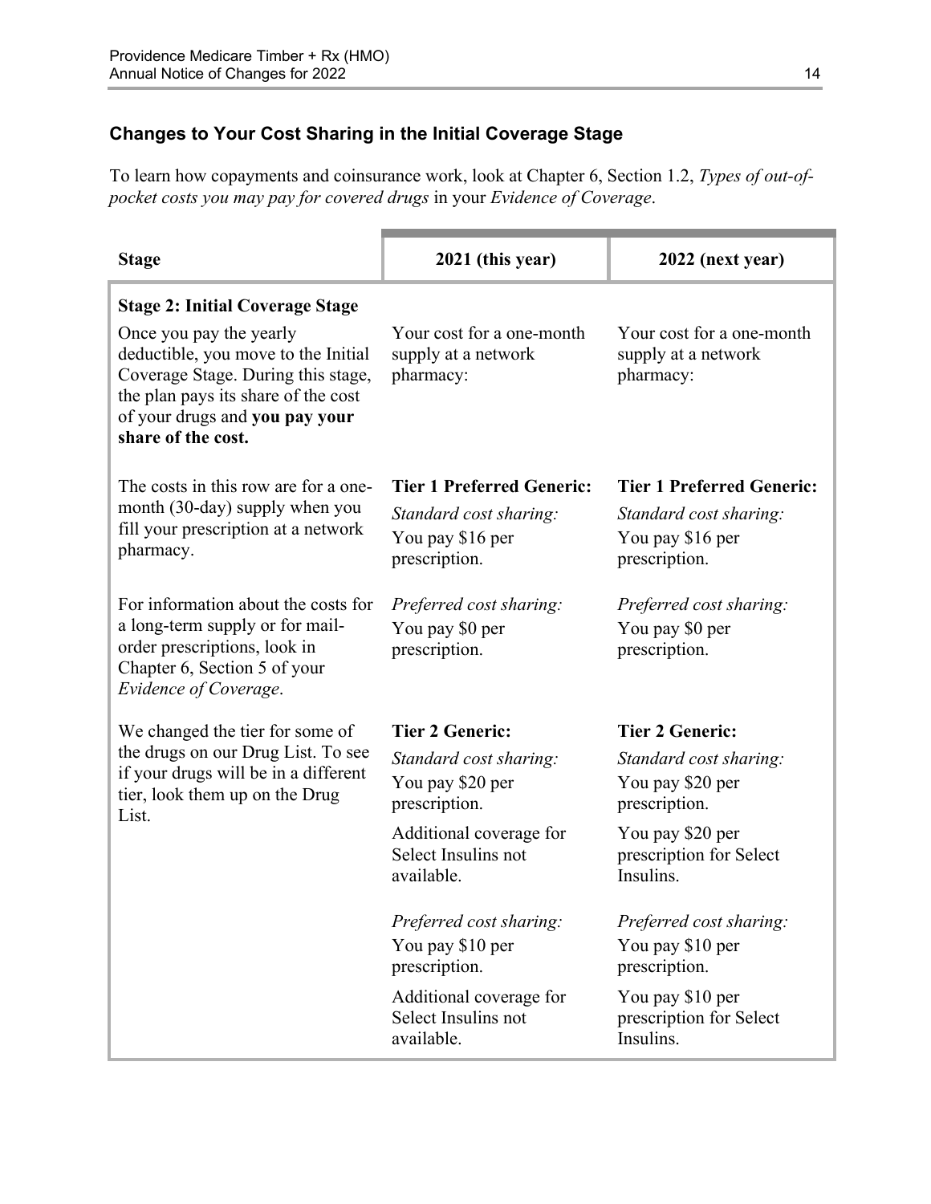### Changes to Your Cost Sharing in the Initial Coverage Stage

To learn how copayments and coinsurance work, look at Chapter 6, Section 1.2, *Types of out-of-pocket costs you may pay for covered drugs* in your *Evidence of Coverage*.

| Stage | 2021 (this year) | 2022 (next year) |
|---|---|---|
| **Stage 2: Initial Coverage Stage**<br><br>Once you pay the yearly deductible, you move to the Initial Coverage Stage. During this stage, the plan pays its share of the cost of your drugs and **you pay your share of the cost.** | Your cost for a one-month supply at a network pharmacy: | Your cost for a one-month supply at a network pharmacy: |
| The costs in this row are for a one-month (30-day) supply when you fill your prescription at a network pharmacy.<br><br>For information about the costs for a long-term supply or for mail-order prescriptions, look in Chapter 6, Section 5 of your *Evidence of Coverage*.<br><br>We changed the tier for some of the drugs on our Drug List. To see if your drugs will be in a different tier, look them up on the Drug List. | **Tier 1 Preferred Generic:**<br>*Standard cost sharing:*<br>You pay $16 per prescription.<br><br>*Preferred cost sharing:*<br>You pay $0 per prescription.<br><br>**Tier 2 Generic:**<br>*Standard cost sharing:*<br>You pay $20 per prescription.<br>Additional coverage for Select Insulins not available.<br><br>*Preferred cost sharing:*<br>You pay $10 per prescription.<br>Additional coverage for Select Insulins not available. | **Tier 1 Preferred Generic:**<br>*Standard cost sharing:*<br>You pay $16 per prescription.<br><br>*Preferred cost sharing:*<br>You pay $0 per prescription.<br><br>**Tier 2 Generic:**<br>*Standard cost sharing:*<br>You pay $20 per prescription.<br>You pay $20 per prescription for Select Insulins.<br><br>*Preferred cost sharing:*<br>You pay $10 per prescription.<br>You pay $10 per prescription for Select Insulins. |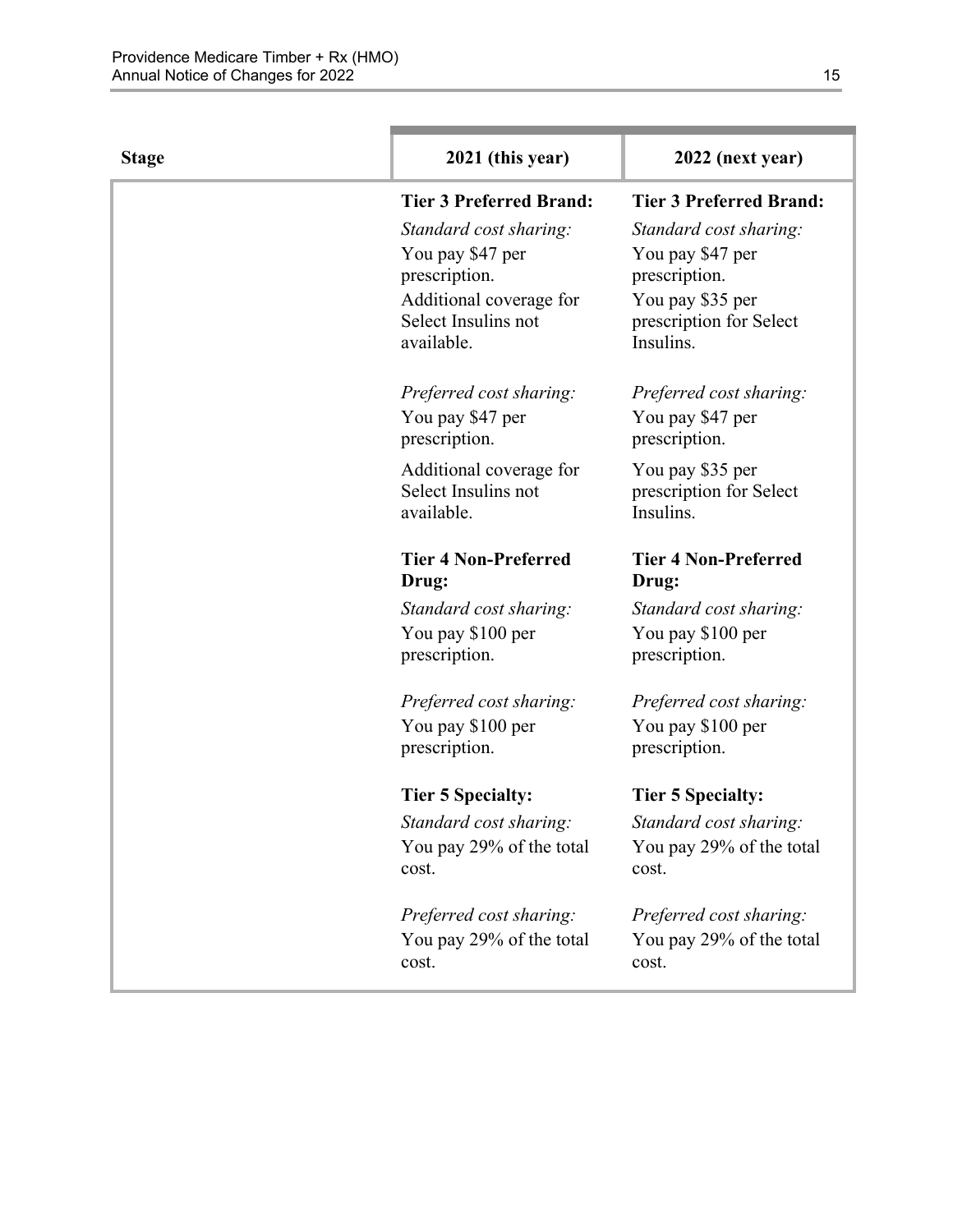| Stage | 2021 (this year) | 2022 (next year) |
|---|---|---|
| | **Tier 3 Preferred Brand:**<br>*Standard cost sharing:*<br>You pay $47 per prescription.<br>Additional coverage for Select Insulins not available.<br><br>*Preferred cost sharing:*<br>You pay $47 per prescription.<br>Additional coverage for Select Insulins not available.<br><br>**Tier 4 Non-Preferred Drug:**<br>*Standard cost sharing:*<br>You pay $100 per prescription.<br><br>*Preferred cost sharing:*<br>You pay $100 per prescription.<br><br>**Tier 5 Specialty:**<br>*Standard cost sharing:*<br>You pay 29% of the total cost.<br><br>*Preferred cost sharing:*<br>You pay 29% of the total cost. | **Tier 3 Preferred Brand:**<br>*Standard cost sharing:*<br>You pay $47 per prescription.<br>You pay $35 per prescription for Select Insulins.<br><br>*Preferred cost sharing:*<br>You pay $47 per prescription.<br>You pay $35 per prescription for Select Insulins.<br><br>**Tier 4 Non-Preferred Drug:**<br>*Standard cost sharing:*<br>You pay $100 per prescription.<br><br>*Preferred cost sharing:*<br>You pay $100 per prescription.<br><br>**Tier 5 Specialty:**<br>*Standard cost sharing:*<br>You pay 29% of the total cost.<br><br>*Preferred cost sharing:*<br>You pay 29% of the total cost. |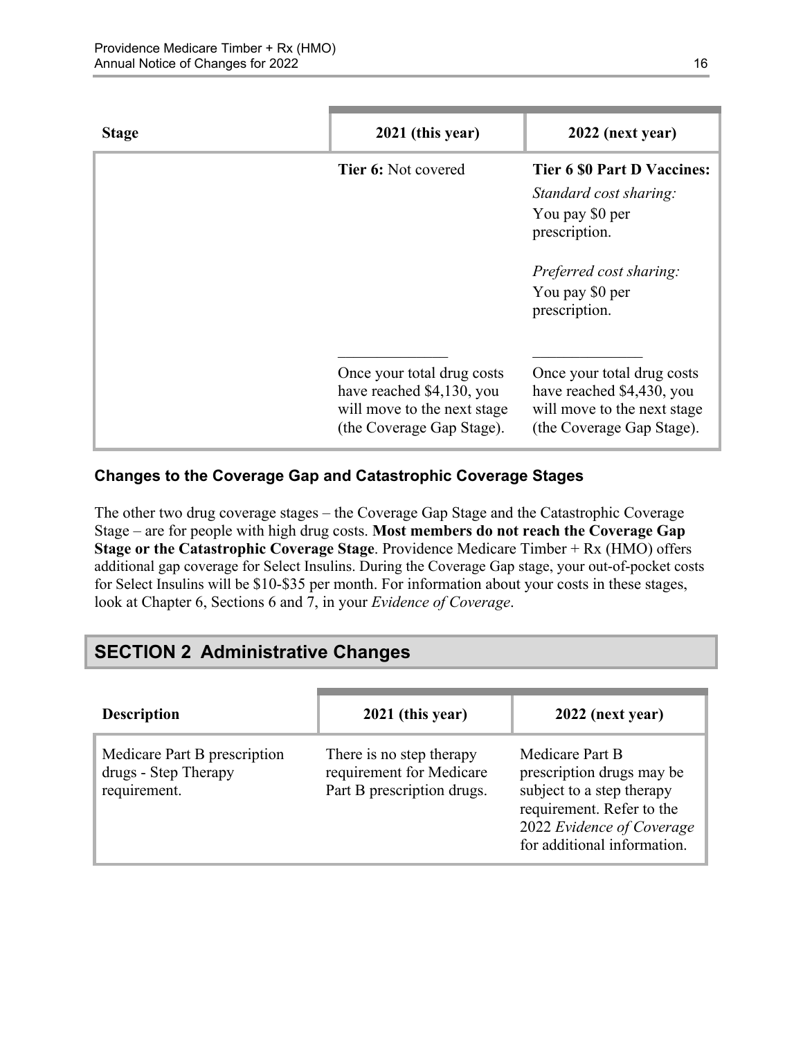| Stage | 2021 (this year) | 2022 (next year) |
|---|---|---|
| | **Tier 6:** Not covered | **Tier 6 $0 Part D Vaccines:** *Standard cost sharing:* You pay $0 per prescription. *Preferred cost sharing:* You pay $0 per prescription. |
| | Once your total drug costs have reached $4,130, you will move to the next stage (the Coverage Gap Stage). | Once your total drug costs have reached $4,430, you will move to the next stage (the Coverage Gap Stage). |

### Changes to the Coverage Gap and Catastrophic Coverage Stages

The other two drug coverage stages – the Coverage Gap Stage and the Catastrophic Coverage Stage – are for people with high drug costs. **Most members do not reach the Coverage Gap Stage or the Catastrophic Coverage Stage**. Providence Medicare Timber + Rx (HMO) offers additional gap coverage for Select Insulins. During the Coverage Gap stage, your out-of-pocket costs for Select Insulins will be $10-$35 per month. For information about your costs in these stages, look at Chapter 6, Sections 6 and 7, in your *Evidence of Coverage*.

## SECTION 2 Administrative Changes

| Description | 2021 (this year) | 2022 (next year) |
|---|---|---|
| Medicare Part B prescription drugs - Step Therapy requirement. | There is no step therapy requirement for Medicare Part B prescription drugs. | Medicare Part B prescription drugs may be subject to a step therapy requirement. Refer to the 2022 *Evidence of Coverage* for additional information. |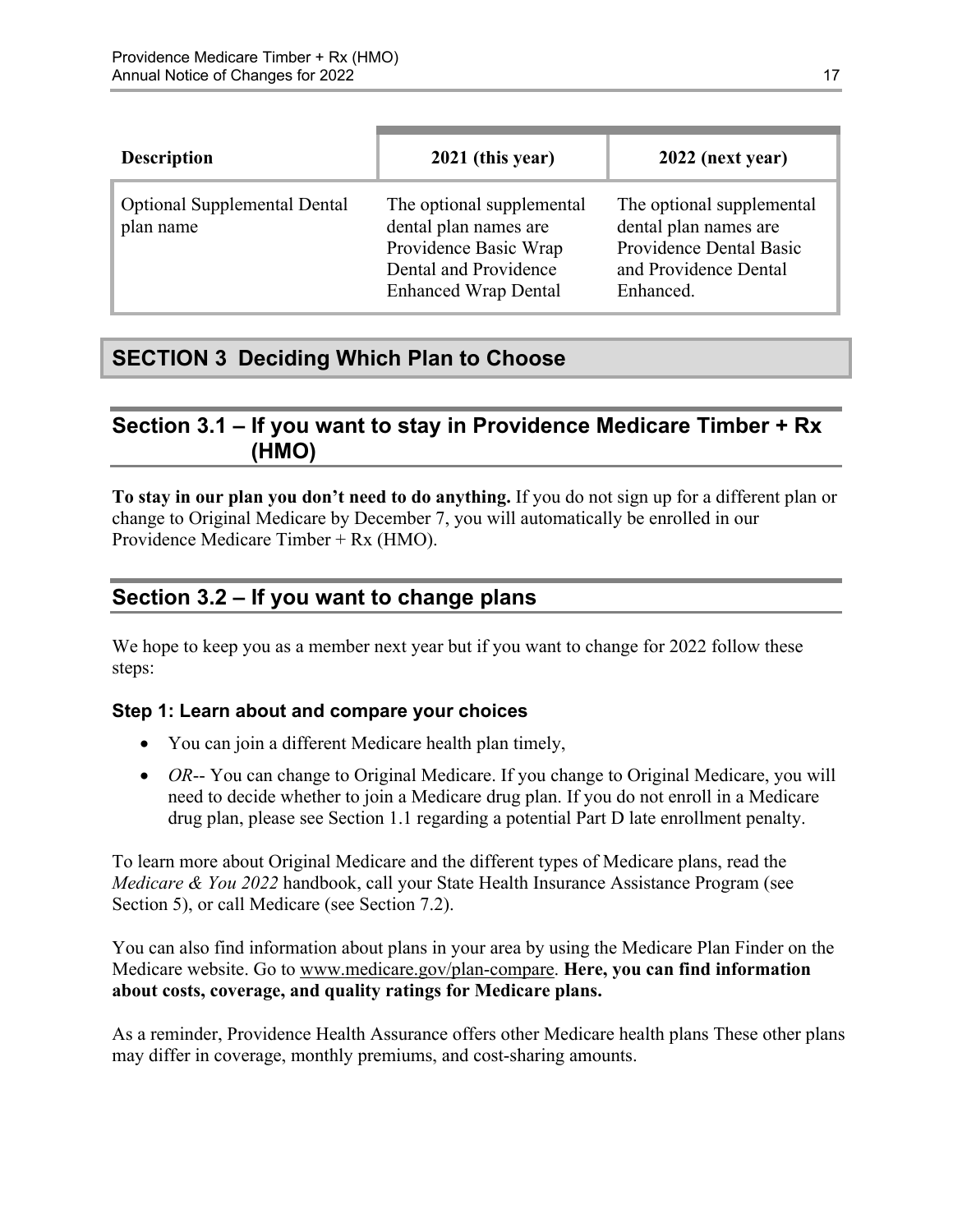| Description | 2021 (this year) | 2022 (next year) |
|---|---|---|
| Optional Supplemental Dental plan name | The optional supplemental dental plan names are Providence Basic Wrap Dental and Providence Enhanced Wrap Dental | The optional supplemental dental plan names are Providence Dental Basic and Providence Dental Enhanced. |

# SECTION 3 Deciding Which Plan to Choose

## Section 3.1 – If you want to stay in Providence Medicare Timber + Rx (HMO)

**To stay in our plan you don't need to do anything.** If you do not sign up for a different plan or change to Original Medicare by December 7, you will automatically be enrolled in our Providence Medicare Timber + Rx (HMO).

## Section 3.2 – If you want to change plans

We hope to keep you as a member next year but if you want to change for 2022 follow these steps:

### Step 1: Learn about and compare your choices

- You can join a different Medicare health plan timely,
- *OR*-- You can change to Original Medicare. If you change to Original Medicare, you will need to decide whether to join a Medicare drug plan. If you do not enroll in a Medicare drug plan, please see Section 1.1 regarding a potential Part D late enrollment penalty.

To learn more about Original Medicare and the different types of Medicare plans, read the *Medicare & You 2022* handbook, call your State Health Insurance Assistance Program (see Section 5), or call Medicare (see Section 7.2).

You can also find information about plans in your area by using the Medicare Plan Finder on the Medicare website. Go to www.medicare.gov/plan-compare. **Here, you can find information about costs, coverage, and quality ratings for Medicare plans.**

As a reminder, Providence Health Assurance offers other Medicare health plans These other plans may differ in coverage, monthly premiums, and cost-sharing amounts.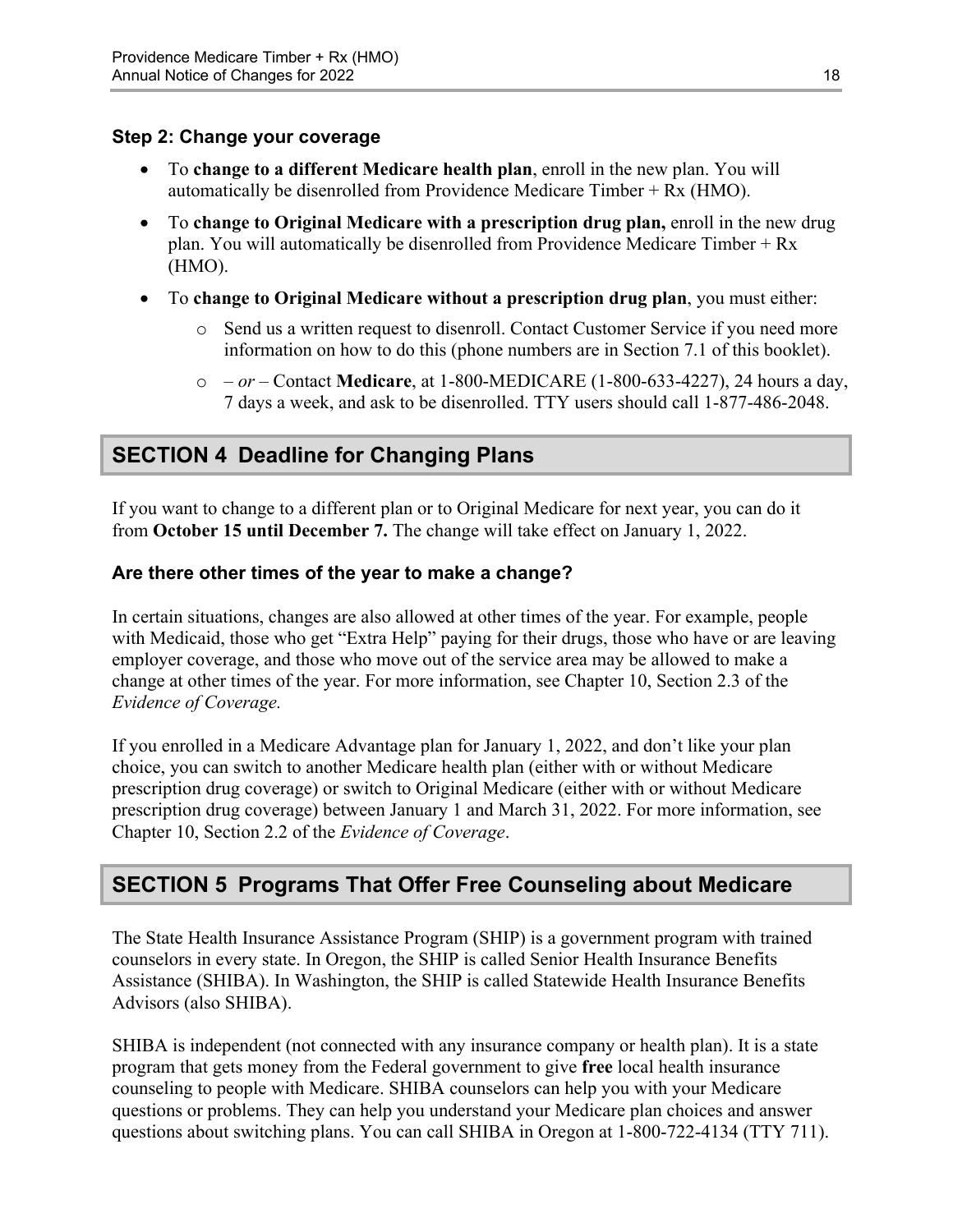### Step 2: Change your coverage

- To **change to a different Medicare health plan**, enroll in the new plan. You will automatically be disenrolled from Providence Medicare Timber + Rx (HMO).
- To **change to Original Medicare with a prescription drug plan,** enroll in the new drug plan. You will automatically be disenrolled from Providence Medicare Timber + Rx (HMO).
- To **change to Original Medicare without a prescription drug plan**, you must either:
  - Send us a written request to disenroll. Contact Customer Service if you need more information on how to do this (phone numbers are in Section 7.1 of this booklet).
  - – *or* – Contact **Medicare**, at 1-800-MEDICARE (1-800-633-4227), 24 hours a day, 7 days a week, and ask to be disenrolled. TTY users should call 1-877-486-2048.

## SECTION 4 Deadline for Changing Plans

If you want to change to a different plan or to Original Medicare for next year, you can do it from **October 15 until December 7.** The change will take effect on January 1, 2022.

### Are there other times of the year to make a change?

In certain situations, changes are also allowed at other times of the year. For example, people with Medicaid, those who get "Extra Help" paying for their drugs, those who have or are leaving employer coverage, and those who move out of the service area may be allowed to make a change at other times of the year. For more information, see Chapter 10, Section 2.3 of the *Evidence of Coverage.*

If you enrolled in a Medicare Advantage plan for January 1, 2022, and don't like your plan choice, you can switch to another Medicare health plan (either with or without Medicare prescription drug coverage) or switch to Original Medicare (either with or without Medicare prescription drug coverage) between January 1 and March 31, 2022. For more information, see Chapter 10, Section 2.2 of the *Evidence of Coverage*.

## SECTION 5 Programs That Offer Free Counseling about Medicare

The State Health Insurance Assistance Program (SHIP) is a government program with trained counselors in every state. In Oregon, the SHIP is called Senior Health Insurance Benefits Assistance (SHIBA). In Washington, the SHIP is called Statewide Health Insurance Benefits Advisors (also SHIBA).

SHIBA is independent (not connected with any insurance company or health plan). It is a state program that gets money from the Federal government to give **free** local health insurance counseling to people with Medicare. SHIBA counselors can help you with your Medicare questions or problems. They can help you understand your Medicare plan choices and answer questions about switching plans. You can call SHIBA in Oregon at 1-800-722-4134 (TTY 711).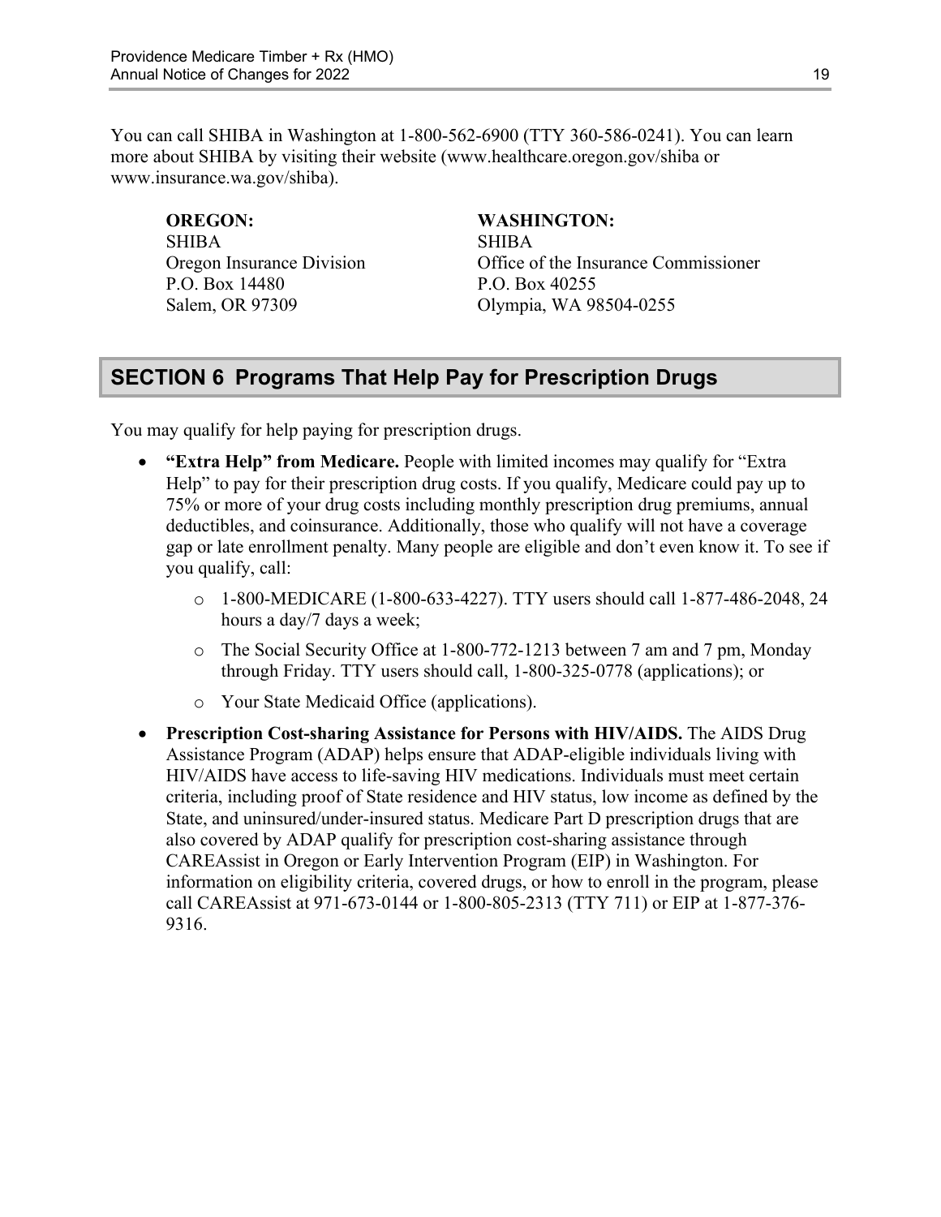You can call SHIBA in Washington at 1-800-562-6900 (TTY 360-586-0241). You can learn more about SHIBA by visiting their website (www.healthcare.oregon.gov/shiba or www.insurance.wa.gov/shiba).

**OREGON:**
SHIBA
Oregon Insurance Division
P.O. Box 14480
Salem, OR 97309

**WASHINGTON:**
SHIBA
Office of the Insurance Commissioner
P.O. Box 40255
Olympia, WA 98504-0255

## SECTION 6 Programs That Help Pay for Prescription Drugs

You may qualify for help paying for prescription drugs.

- **"Extra Help" from Medicare.** People with limited incomes may qualify for "Extra Help" to pay for their prescription drug costs. If you qualify, Medicare could pay up to 75% or more of your drug costs including monthly prescription drug premiums, annual deductibles, and coinsurance. Additionally, those who qualify will not have a coverage gap or late enrollment penalty. Many people are eligible and don't even know it. To see if you qualify, call:
  - 1-800-MEDICARE (1-800-633-4227). TTY users should call 1-877-486-2048, 24 hours a day/7 days a week;
  - The Social Security Office at 1-800-772-1213 between 7 am and 7 pm, Monday through Friday. TTY users should call, 1-800-325-0778 (applications); or
  - Your State Medicaid Office (applications).
- **Prescription Cost-sharing Assistance for Persons with HIV/AIDS.** The AIDS Drug Assistance Program (ADAP) helps ensure that ADAP-eligible individuals living with HIV/AIDS have access to life-saving HIV medications. Individuals must meet certain criteria, including proof of State residence and HIV status, low income as defined by the State, and uninsured/under-insured status. Medicare Part D prescription drugs that are also covered by ADAP qualify for prescription cost-sharing assistance through CAREAssist in Oregon or Early Intervention Program (EIP) in Washington. For information on eligibility criteria, covered drugs, or how to enroll in the program, please call CAREAssist at 971-673-0144 or 1-800-805-2313 (TTY 711) or EIP at 1-877-376-9316.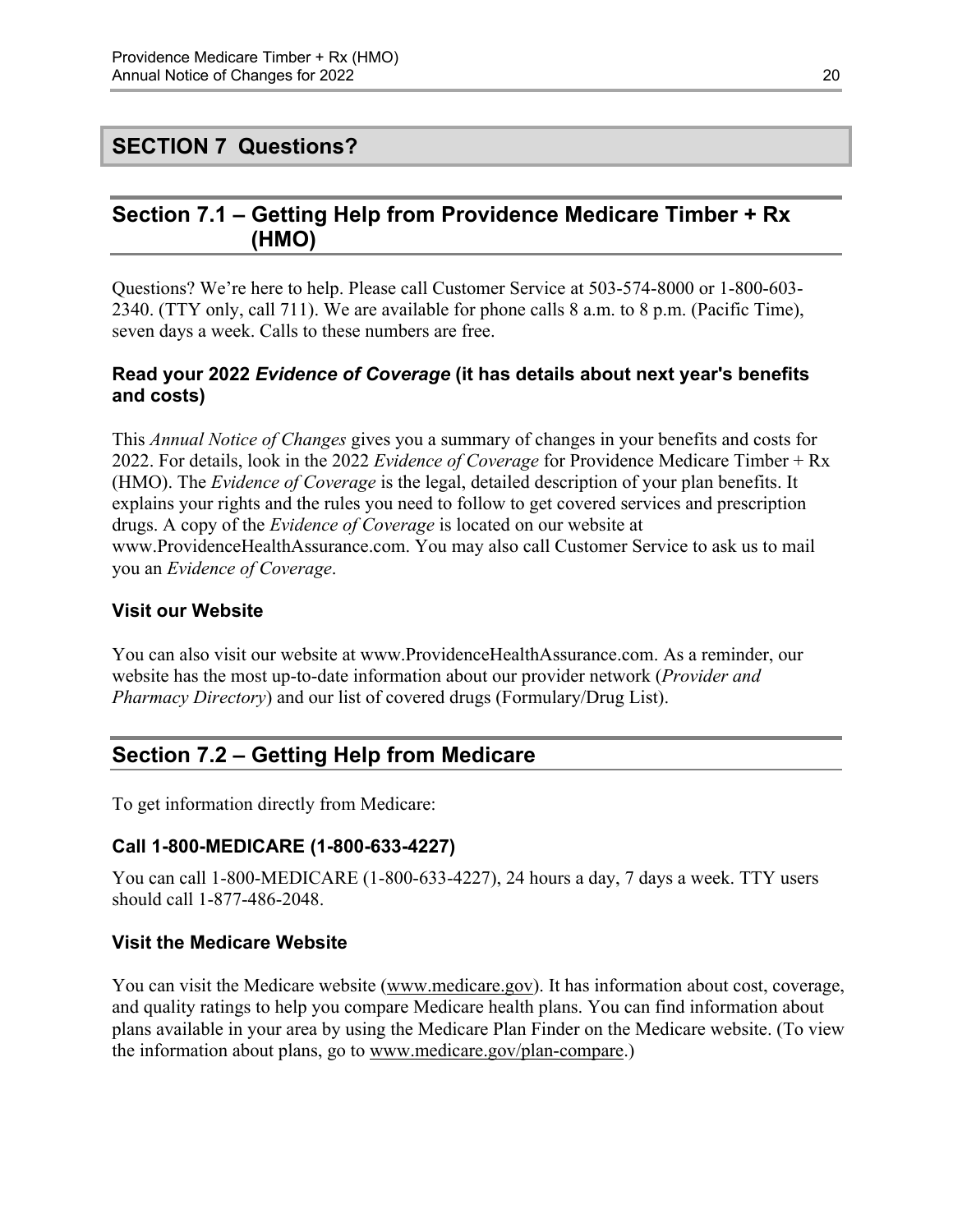## SECTION 7 Questions?

### Section 7.1 – Getting Help from Providence Medicare Timber + Rx (HMO)

Questions? We're here to help. Please call Customer Service at 503-574-8000 or 1-800-603-2340. (TTY only, call 711). We are available for phone calls 8 a.m. to 8 p.m. (Pacific Time), seven days a week. Calls to these numbers are free.

#### Read your 2022 *Evidence of Coverage* (it has details about next year's benefits and costs)

This *Annual Notice of Changes* gives you a summary of changes in your benefits and costs for 2022. For details, look in the 2022 *Evidence of Coverage* for Providence Medicare Timber + Rx (HMO). The *Evidence of Coverage* is the legal, detailed description of your plan benefits. It explains your rights and the rules you need to follow to get covered services and prescription drugs. A copy of the *Evidence of Coverage* is located on our website at www.ProvidenceHealthAssurance.com. You may also call Customer Service to ask us to mail you an *Evidence of Coverage*.

#### Visit our Website

You can also visit our website at www.ProvidenceHealthAssurance.com. As a reminder, our website has the most up-to-date information about our provider network (*Provider and Pharmacy Directory*) and our list of covered drugs (Formulary/Drug List).

### Section 7.2 – Getting Help from Medicare

To get information directly from Medicare:

#### Call 1-800-MEDICARE (1-800-633-4227)

You can call 1-800-MEDICARE (1-800-633-4227), 24 hours a day, 7 days a week. TTY users should call 1-877-486-2048.

#### Visit the Medicare Website

You can visit the Medicare website (www.medicare.gov). It has information about cost, coverage, and quality ratings to help you compare Medicare health plans. You can find information about plans available in your area by using the Medicare Plan Finder on the Medicare website. (To view the information about plans, go to www.medicare.gov/plan-compare.)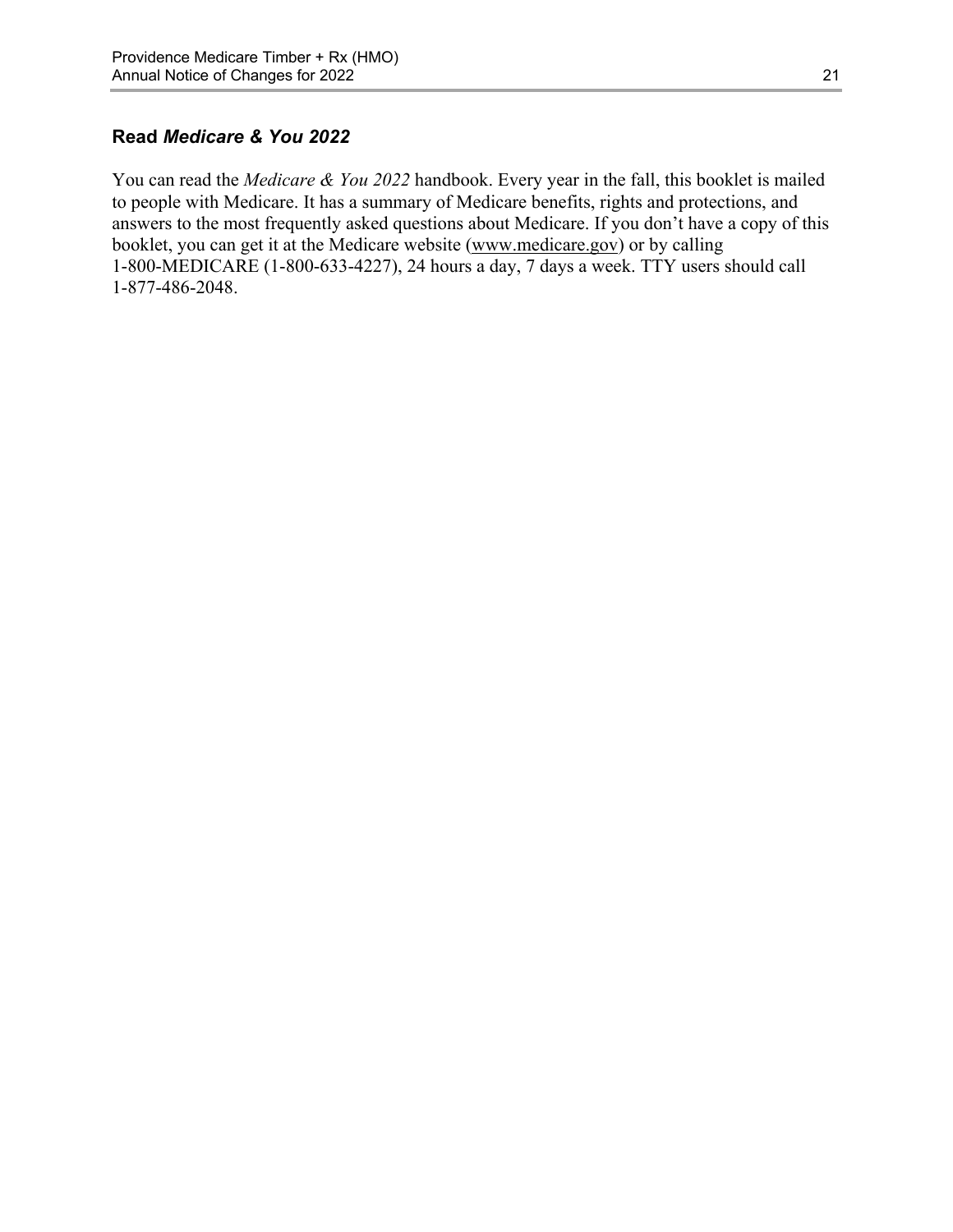### Read *Medicare & You 2022*

You can read the *Medicare & You 2022* handbook. Every year in the fall, this booklet is mailed to people with Medicare. It has a summary of Medicare benefits, rights and protections, and answers to the most frequently asked questions about Medicare. If you don't have a copy of this booklet, you can get it at the Medicare website (www.medicare.gov) or by calling 1-800-MEDICARE (1-800-633-4227), 24 hours a day, 7 days a week. TTY users should call 1-877-486-2048.